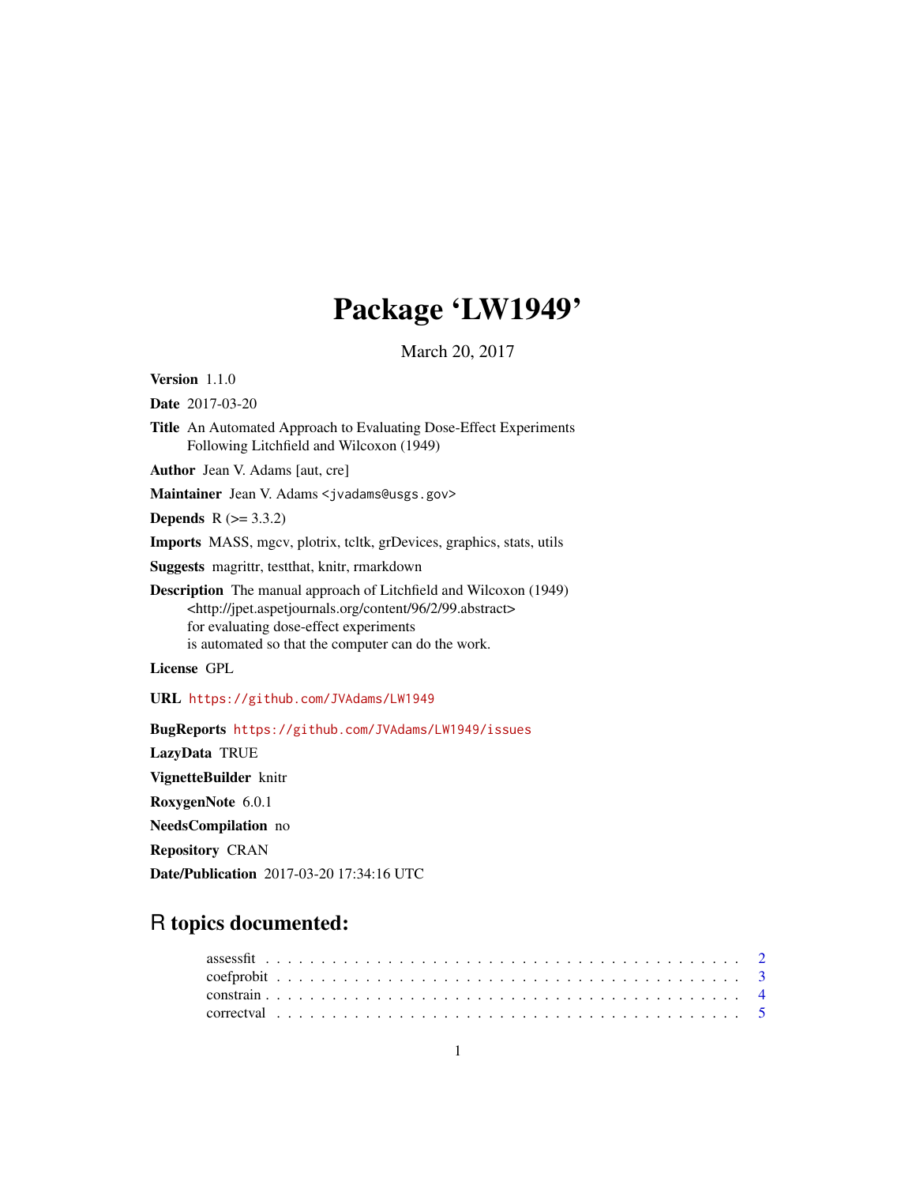# Package 'LW1949'

March 20, 2017

**Version** 1.1.0

**Date** 2017-03-20

**Title** An Automated Approach to Evaluating Dose-Effect Experiments Following Litchfield and Wilcoxon (1949)

**Author** Jean V. Adams [aut, cre]

**Maintainer** Jean V. Adams <jvadams@usgs.gov>

**Depends** R (>= 3.3.2)

**Imports** MASS, mgcv, plotrix, tcltk, grDevices, graphics, stats, utils

**Suggests** magrittr, testthat, knitr, rmarkdown

**Description** The manual approach of Litchfield and Wilcoxon (1949) <http://jpet.aspetjournals.org/content/96/2/99.abstract> for evaluating dose-effect experiments is automated so that the computer can do the work.

**License** GPL

**URL** https://github.com/JVAdams/LW1949

**BugReports** https://github.com/JVAdams/LW1949/issues

**LazyData** TRUE

**VignetteBuilder** knitr

**RoxygenNote** 6.0.1

**NeedsCompilation** no

**Repository** CRAN

**Date/Publication** 2017-03-20 17:34:16 UTC

## R topics documented:

| | |
|---|---|
| assessfit | 2 |
| coefprobit | 3 |
| constrain | 4 |
| correctval | 5 |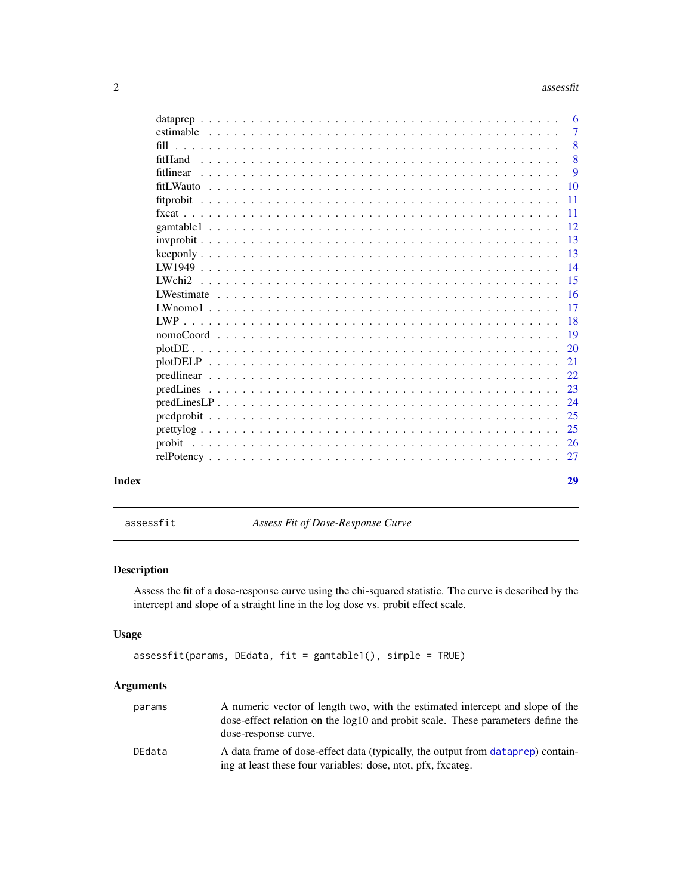| | |
|---|---|
| dataprep | 6 |
| estimable | 7 |
| fill | 8 |
| fitHand | 8 |
| fitlinear | 9 |
| fitLWauto | 10 |
| fitprobit | 11 |
| fxcat | 11 |
| gamtable1 | 12 |
| invprobit | 13 |
| keeponly | 13 |
| LW1949 | 14 |
| LWchi2 | 15 |
| LWestimate | 16 |
| LWnomo1 | 17 |
| LWP | 18 |
| nomoCoord | 19 |
| plotDE | 20 |
| plotDELP | 21 |
| predlinear | 22 |
| predLines | 23 |
| predLinesLP | 24 |
| predprobit | 25 |
| prettylog | 25 |
| probit | 26 |
| relPotency | 27 |

**Index** **29**

---

`assessfit` *Assess Fit of Dose-Response Curve*

---

## Description

Assess the fit of a dose-response curve using the chi-squared statistic. The curve is described by the intercept and slope of a straight line in the log dose vs. probit effect scale.

## Usage

```
assessfit(params, DEdata, fit = gamtable1(), simple = TRUE)
```

## Arguments

| | |
|---|---|
| `params` | A numeric vector of length two, with the estimated intercept and slope of the dose-effect relation on the log10 and probit scale. These parameters define the dose-response curve. |
| `DEdata` | A data frame of dose-effect data (typically, the output from `dataprep`) containing at least these four variables: dose, ntot, pfx, fxcateg. |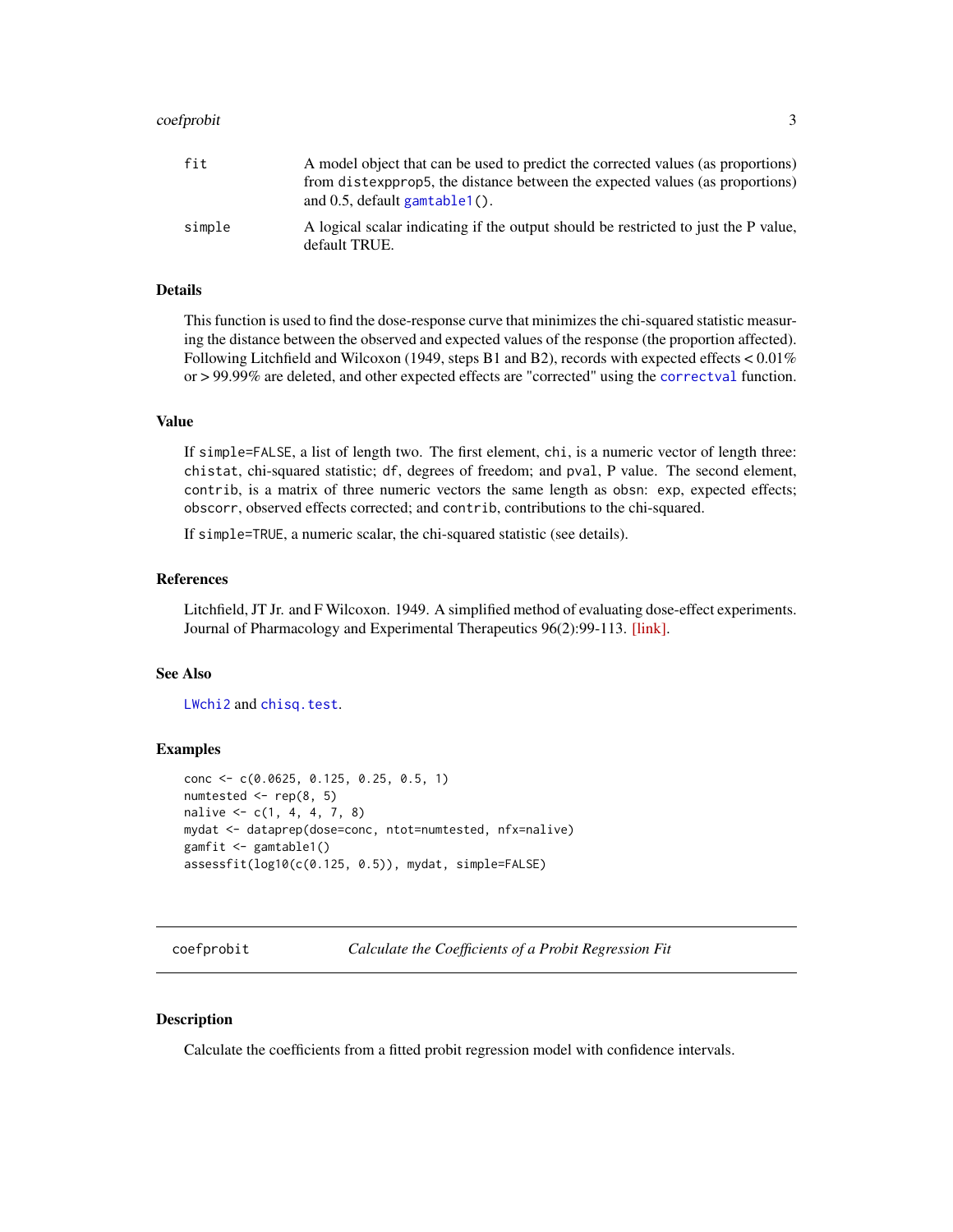| | |
|---|---|
| fit | A model object that can be used to predict the corrected values (as proportions) from distexpprop5, the distance between the expected values (as proportions) and 0.5, default gamtable1(). |
| simple | A logical scalar indicating if the output should be restricted to just the P value, default TRUE. |

## Details

This function is used to find the dose-response curve that minimizes the chi-squared statistic measuring the distance between the observed and expected values of the response (the proportion affected). Following Litchfield and Wilcoxon (1949, steps B1 and B2), records with expected effects < 0.01% or > 99.99% are deleted, and other expected effects are "corrected" using the correctval function.

## Value

If simple=FALSE, a list of length two. The first element, chi, is a numeric vector of length three: chistat, chi-squared statistic; df, degrees of freedom; and pval, P value. The second element, contrib, is a matrix of three numeric vectors the same length as obsn: exp, expected effects; obscorr, observed effects corrected; and contrib, contributions to the chi-squared.

If simple=TRUE, a numeric scalar, the chi-squared statistic (see details).

## References

Litchfield, JT Jr. and F Wilcoxon. 1949. A simplified method of evaluating dose-effect experiments. Journal of Pharmacology and Experimental Therapeutics 96(2):99-113. [link].

## See Also

LWchi2 and chisq.test.

## Examples

```
conc <- c(0.0625, 0.125, 0.25, 0.5, 1)
numtested <- rep(8, 5)
nalive <- c(1, 4, 4, 7, 8)
mydat <- dataprep(dose=conc, ntot=numtested, nfx=nalive)
gamfit <- gamtable1()
assessfit(log10(c(0.125, 0.5)), mydat, simple=FALSE)
```

---

# coefprobit — *Calculate the Coefficients of a Probit Regression Fit*

## Description

Calculate the coefficients from a fitted probit regression model with confidence intervals.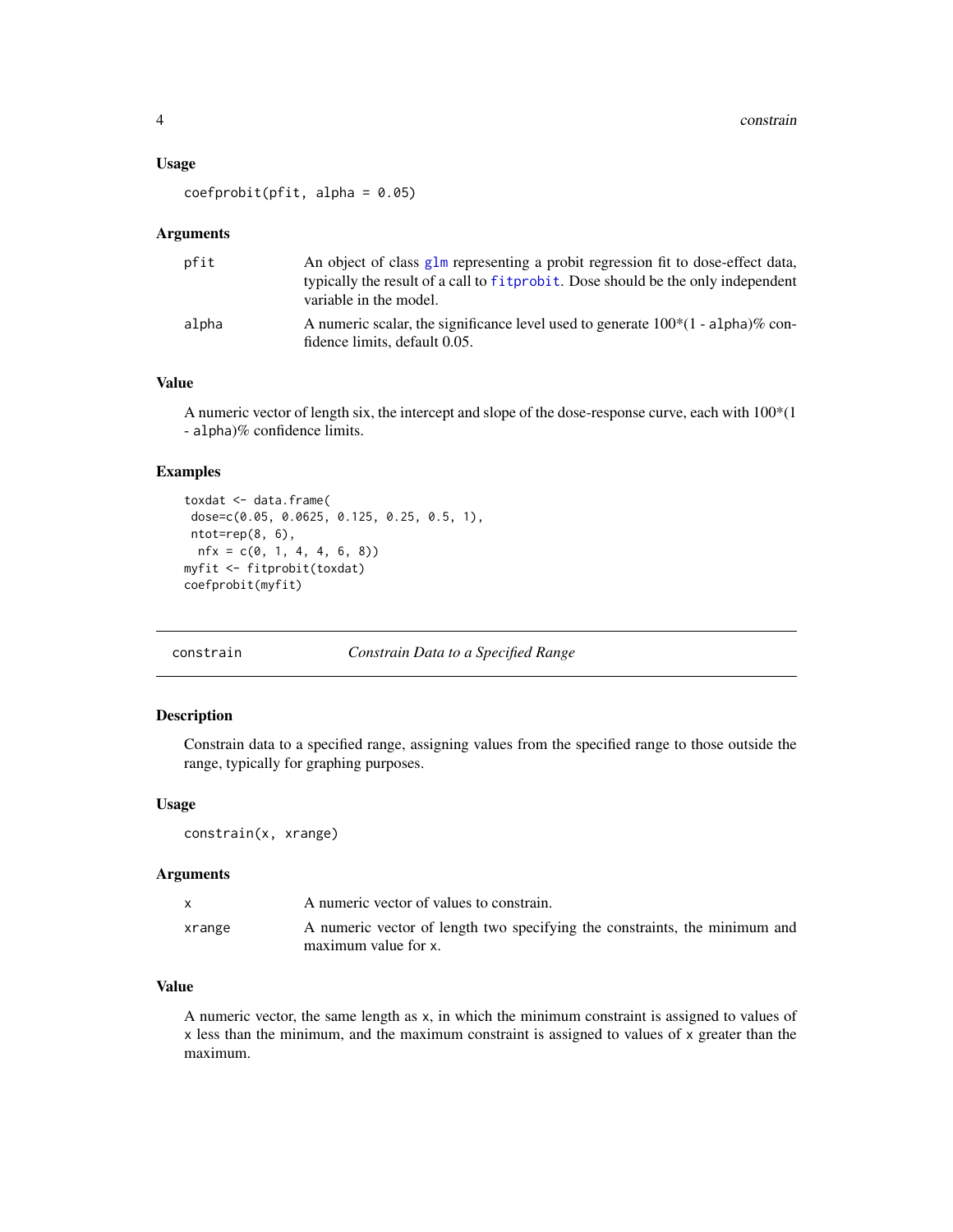### Usage

```
coefprobit(pfit, alpha = 0.05)
```

### Arguments

| | |
|---|---|
| pfit | An object of class glm representing a probit regression fit to dose-effect data, typically the result of a call to fitprobit. Dose should be the only independent variable in the model. |
| alpha | A numeric scalar, the significance level used to generate 100*(1 - alpha)% confidence limits, default 0.05. |

### Value

A numeric vector of length six, the intercept and slope of the dose-response curve, each with 100*(1 - alpha)% confidence limits.

### Examples

```
toxdat <- data.frame(
 dose=c(0.05, 0.0625, 0.125, 0.25, 0.5, 1),
 ntot=rep(8, 6),
  nfx = c(0, 1, 4, 4, 6, 8))
myfit <- fitprobit(toxdat)
coefprobit(myfit)
```

---

## constrain — *Constrain Data to a Specified Range*

### Description

Constrain data to a specified range, assigning values from the specified range to those outside the range, typically for graphing purposes.

### Usage

```
constrain(x, xrange)
```

### Arguments

| | |
|---|---|
| x | A numeric vector of values to constrain. |
| xrange | A numeric vector of length two specifying the constraints, the minimum and maximum value for x. |

### Value

A numeric vector, the same length as x, in which the minimum constraint is assigned to values of x less than the minimum, and the maximum constraint is assigned to values of x greater than the maximum.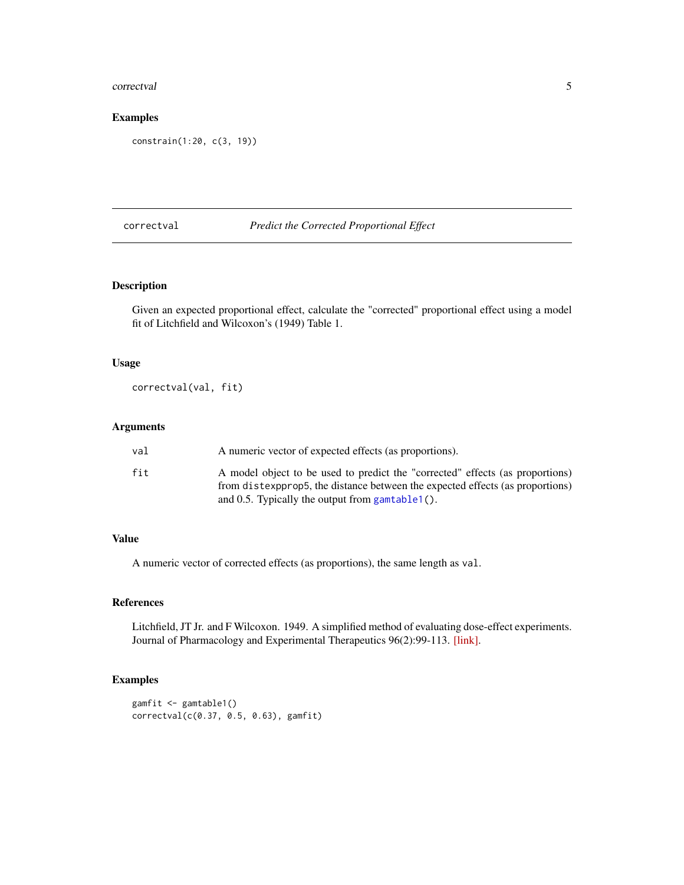### Examples

```
constrain(1:20, c(3, 19))
```

---

## correctval — *Predict the Corrected Proportional Effect*

---

### Description

Given an expected proportional effect, calculate the "corrected" proportional effect using a model fit of Litchfield and Wilcoxon's (1949) Table 1.

### Usage

```
correctval(val, fit)
```

### Arguments

| | |
|---|---|
| `val` | A numeric vector of expected effects (as proportions). |
| `fit` | A model object to be used to predict the "corrected" effects (as proportions) from `distexpprop5`, the distance between the expected effects (as proportions) and 0.5. Typically the output from `gamtable1()`. |

### Value

A numeric vector of corrected effects (as proportions), the same length as `val`.

### References

Litchfield, JT Jr. and F Wilcoxon. 1949. A simplified method of evaluating dose-effect experiments. Journal of Pharmacology and Experimental Therapeutics 96(2):99-113. [link].

### Examples

```
gamfit <- gamtable1()
correctval(c(0.37, 0.5, 0.63), gamfit)
```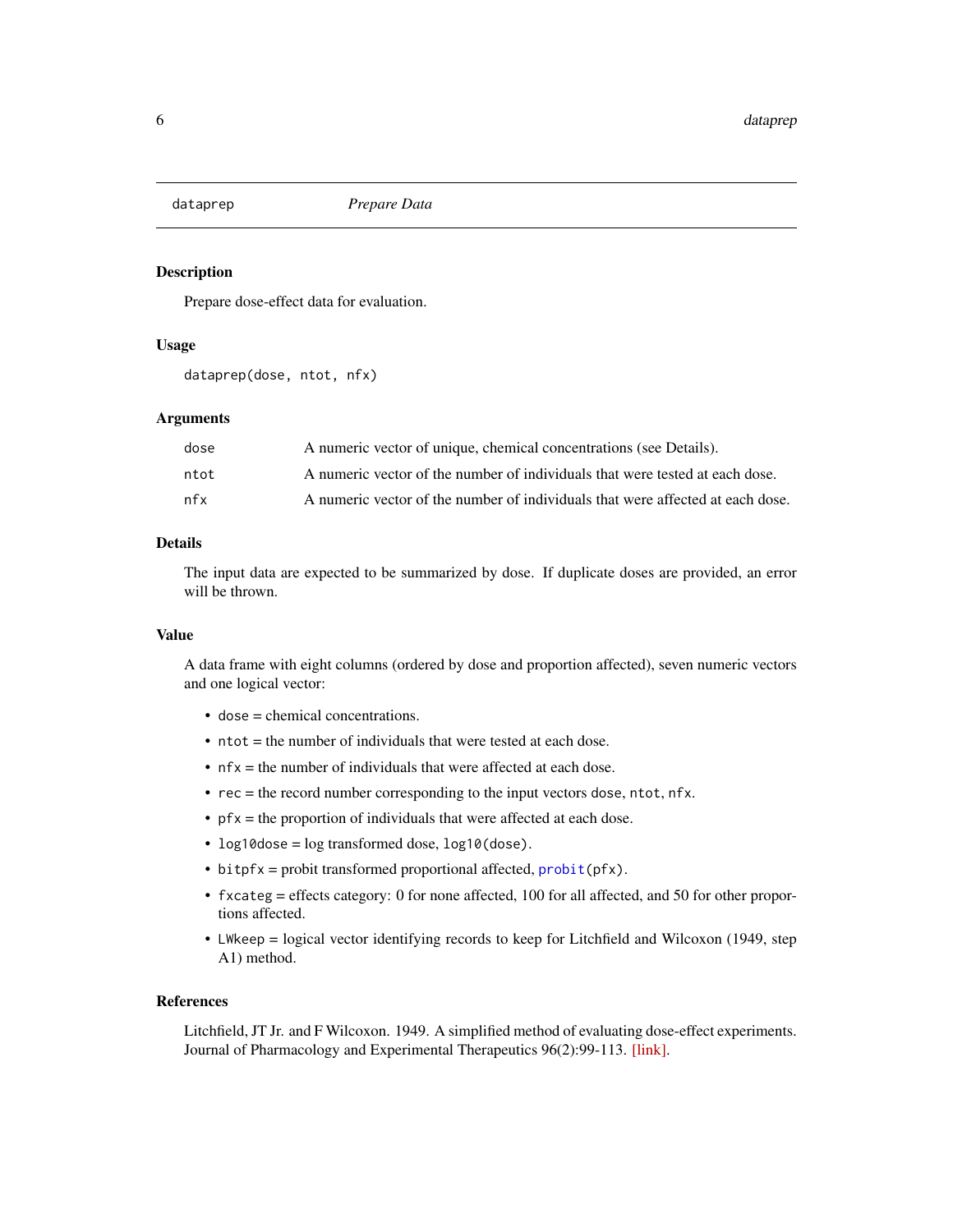# dataprep — *Prepare Data*

## Description

Prepare dose-effect data for evaluation.

## Usage

```
dataprep(dose, ntot, nfx)
```

## Arguments

| | |
|---|---|
| `dose` | A numeric vector of unique, chemical concentrations (see Details). |
| `ntot` | A numeric vector of the number of individuals that were tested at each dose. |
| `nfx` | A numeric vector of the number of individuals that were affected at each dose. |

## Details

The input data are expected to be summarized by dose. If duplicate doses are provided, an error will be thrown.

## Value

A data frame with eight columns (ordered by dose and proportion affected), seven numeric vectors and one logical vector:

- `dose` = chemical concentrations.
- `ntot` = the number of individuals that were tested at each dose.
- `nfx` = the number of individuals that were affected at each dose.
- `rec` = the record number corresponding to the input vectors `dose`, `ntot`, `nfx`.
- `pfx` = the proportion of individuals that were affected at each dose.
- `log10dose` = log transformed dose, `log10(dose)`.
- `bitpfx` = probit transformed proportional affected, `probit(pfx)`.
- `fxcateg` = effects category: 0 for none affected, 100 for all affected, and 50 for other proportions affected.
- `LWkeep` = logical vector identifying records to keep for Litchfield and Wilcoxon (1949, step A1) method.

## References

Litchfield, JT Jr. and F Wilcoxon. 1949. A simplified method of evaluating dose-effect experiments. Journal of Pharmacology and Experimental Therapeutics 96(2):99-113. [link].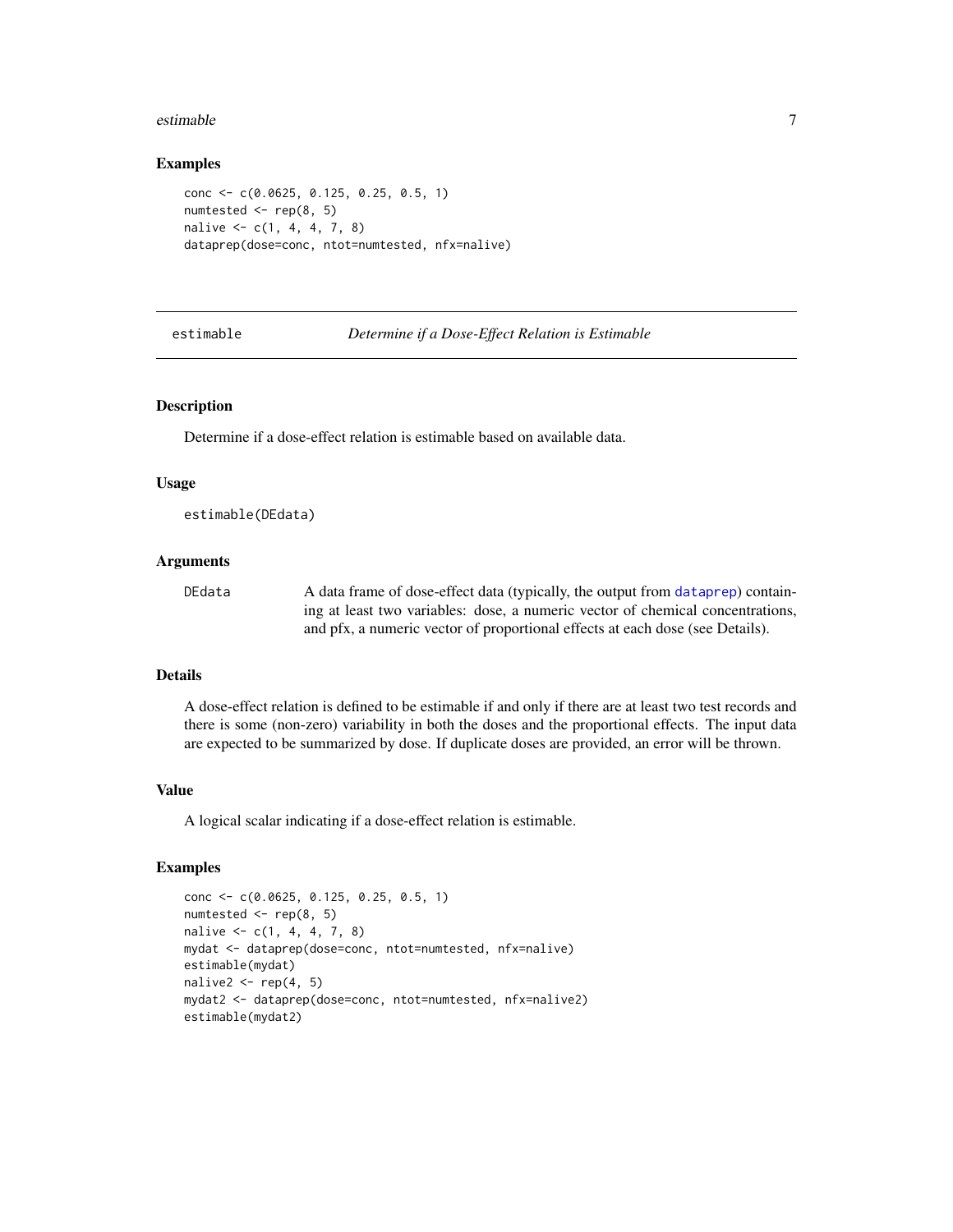### Examples

```
conc <- c(0.0625, 0.125, 0.25, 0.5, 1)
numtested <- rep(8, 5)
nalive <- c(1, 4, 4, 7, 8)
dataprep(dose=conc, ntot=numtested, nfx=nalive)
```

---

## estimable — *Determine if a Dose-Effect Relation is Estimable*

### Description

Determine if a dose-effect relation is estimable based on available data.

### Usage

```
estimable(DEdata)
```

### Arguments

| | |
|---|---|
| DEdata | A data frame of dose-effect data (typically, the output from dataprep) containing at least two variables: dose, a numeric vector of chemical concentrations, and pfx, a numeric vector of proportional effects at each dose (see Details). |

### Details

A dose-effect relation is defined to be estimable if and only if there are at least two test records and there is some (non-zero) variability in both the doses and the proportional effects. The input data are expected to be summarized by dose. If duplicate doses are provided, an error will be thrown.

### Value

A logical scalar indicating if a dose-effect relation is estimable.

### Examples

```
conc <- c(0.0625, 0.125, 0.25, 0.5, 1)
numtested <- rep(8, 5)
nalive <- c(1, 4, 4, 7, 8)
mydat <- dataprep(dose=conc, ntot=numtested, nfx=nalive)
estimable(mydat)
nalive2 <- rep(4, 5)
mydat2 <- dataprep(dose=conc, ntot=numtested, nfx=nalive2)
estimable(mydat2)
```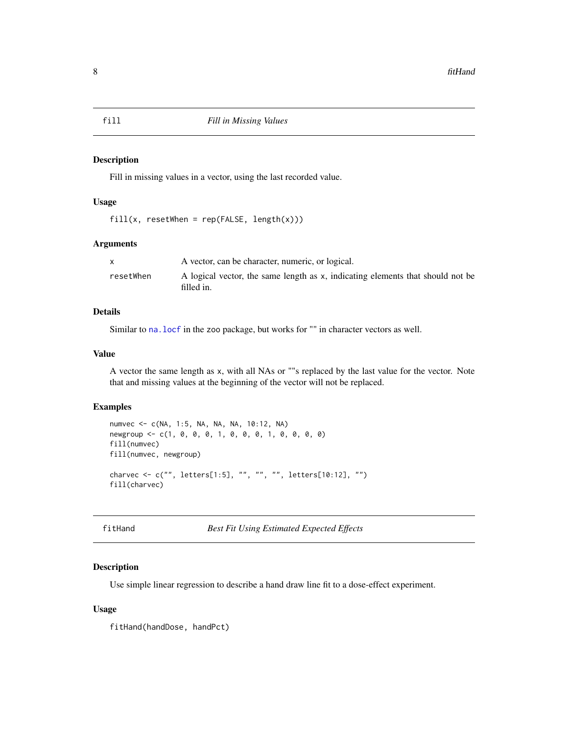## fill — *Fill in Missing Values*

### Description

Fill in missing values in a vector, using the last recorded value.

### Usage

```
fill(x, resetWhen = rep(FALSE, length(x)))
```

### Arguments

| | |
|---|---|
| x | A vector, can be character, numeric, or logical. |
| resetWhen | A logical vector, the same length as x, indicating elements that should not be filled in. |

### Details

Similar to na.locf in the zoo package, but works for "" in character vectors as well.

### Value

A vector the same length as x, with all NAs or ""s replaced by the last value for the vector. Note that and missing values at the beginning of the vector will not be replaced.

### Examples

```
numvec <- c(NA, 1:5, NA, NA, NA, 10:12, NA)
newgroup <- c(1, 0, 0, 0, 1, 0, 0, 0, 1, 0, 0, 0, 0)
fill(numvec)
fill(numvec, newgroup)

charvec <- c("", letters[1:5], "", "", "", letters[10:12], "")
fill(charvec)
```

## fitHand — *Best Fit Using Estimated Expected Effects*

### Description

Use simple linear regression to describe a hand draw line fit to a dose-effect experiment.

### Usage

```
fitHand(handDose, handPct)
```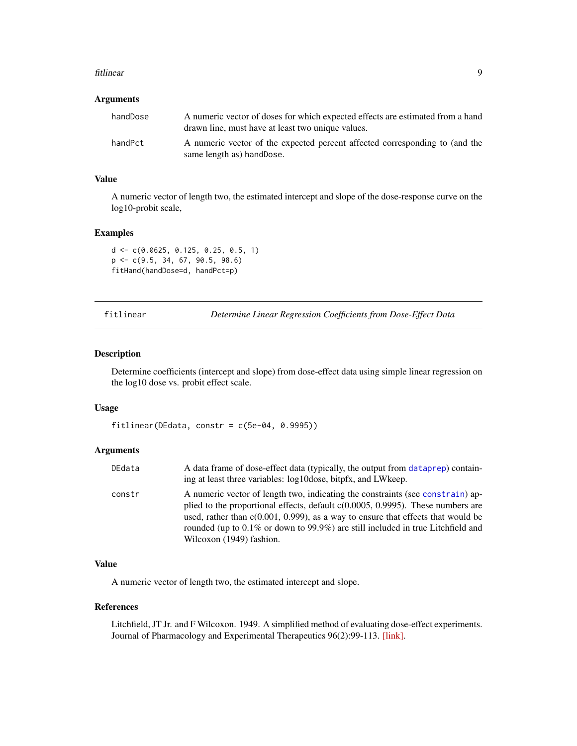### Arguments

| | |
|---|---|
| handDose | A numeric vector of doses for which expected effects are estimated from a hand drawn line, must have at least two unique values. |
| handPct | A numeric vector of the expected percent affected corresponding to (and the same length as) handDose. |

### Value

A numeric vector of length two, the estimated intercept and slope of the dose-response curve on the log10-probit scale,

### Examples

```
d <- c(0.0625, 0.125, 0.25, 0.5, 1)
p <- c(9.5, 34, 67, 90.5, 98.6)
fitHand(handDose=d, handPct=p)
```

---

## fitlinear *Determine Linear Regression Coefficients from Dose-Effect Data*

---

### Description

Determine coefficients (intercept and slope) from dose-effect data using simple linear regression on the log10 dose vs. probit effect scale.

### Usage

```
fitlinear(DEdata, constr = c(5e-04, 0.9995))
```

### Arguments

| | |
|---|---|
| DEdata | A data frame of dose-effect data (typically, the output from dataprep) containing at least three variables: log10dose, bitpfx, and LWkeep. |
| constr | A numeric vector of length two, indicating the constraints (see constrain) applied to the proportional effects, default c(0.0005, 0.9995). These numbers are used, rather than c(0.001, 0.999), as a way to ensure that effects that would be rounded (up to 0.1% or down to 99.9%) are still included in true Litchfield and Wilcoxon (1949) fashion. |

### Value

A numeric vector of length two, the estimated intercept and slope.

### References

Litchfield, JT Jr. and F Wilcoxon. 1949. A simplified method of evaluating dose-effect experiments. Journal of Pharmacology and Experimental Therapeutics 96(2):99-113. [link].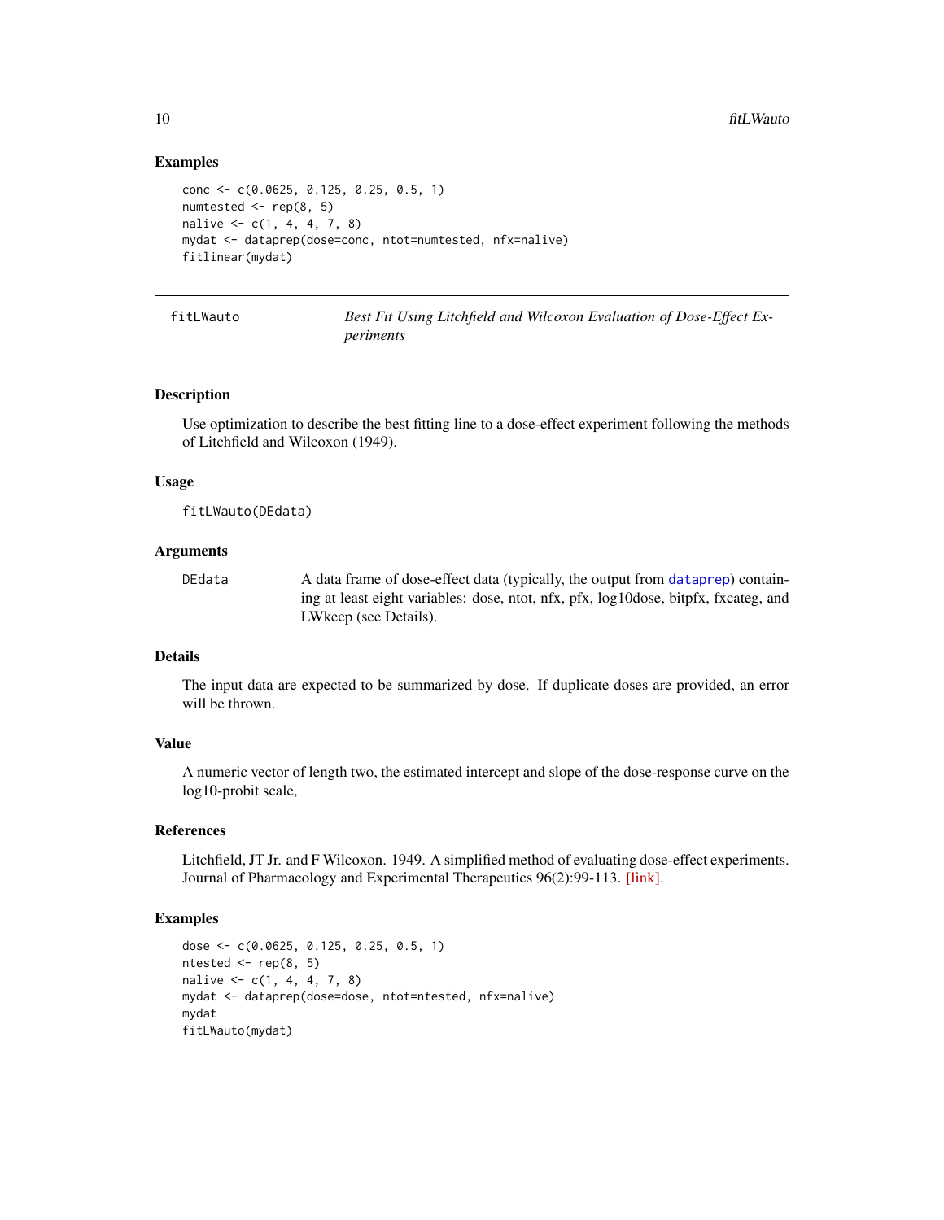## Examples

```
conc <- c(0.0625, 0.125, 0.25, 0.5, 1)
numtested <- rep(8, 5)
nalive <- c(1, 4, 4, 7, 8)
mydat <- dataprep(dose=conc, ntot=numtested, nfx=nalive)
fitlinear(mydat)
```

---

# fitLWauto — *Best Fit Using Litchfield and Wilcoxon Evaluation of Dose-Effect Experiments*

---

## Description

Use optimization to describe the best fitting line to a dose-effect experiment following the methods of Litchfield and Wilcoxon (1949).

## Usage

```
fitLWauto(DEdata)
```

## Arguments

| | |
|---|---|
| DEdata | A data frame of dose-effect data (typically, the output from dataprep) containing at least eight variables: dose, ntot, nfx, pfx, log10dose, bitpfx, fxcateg, and LWkeep (see Details). |

## Details

The input data are expected to be summarized by dose. If duplicate doses are provided, an error will be thrown.

## Value

A numeric vector of length two, the estimated intercept and slope of the dose-response curve on the log10-probit scale,

## References

Litchfield, JT Jr. and F Wilcoxon. 1949. A simplified method of evaluating dose-effect experiments. Journal of Pharmacology and Experimental Therapeutics 96(2):99-113. [link].

## Examples

```
dose <- c(0.0625, 0.125, 0.25, 0.5, 1)
ntested <- rep(8, 5)
nalive <- c(1, 4, 4, 7, 8)
mydat <- dataprep(dose=dose, ntot=ntested, nfx=nalive)
mydat
fitLWauto(mydat)
```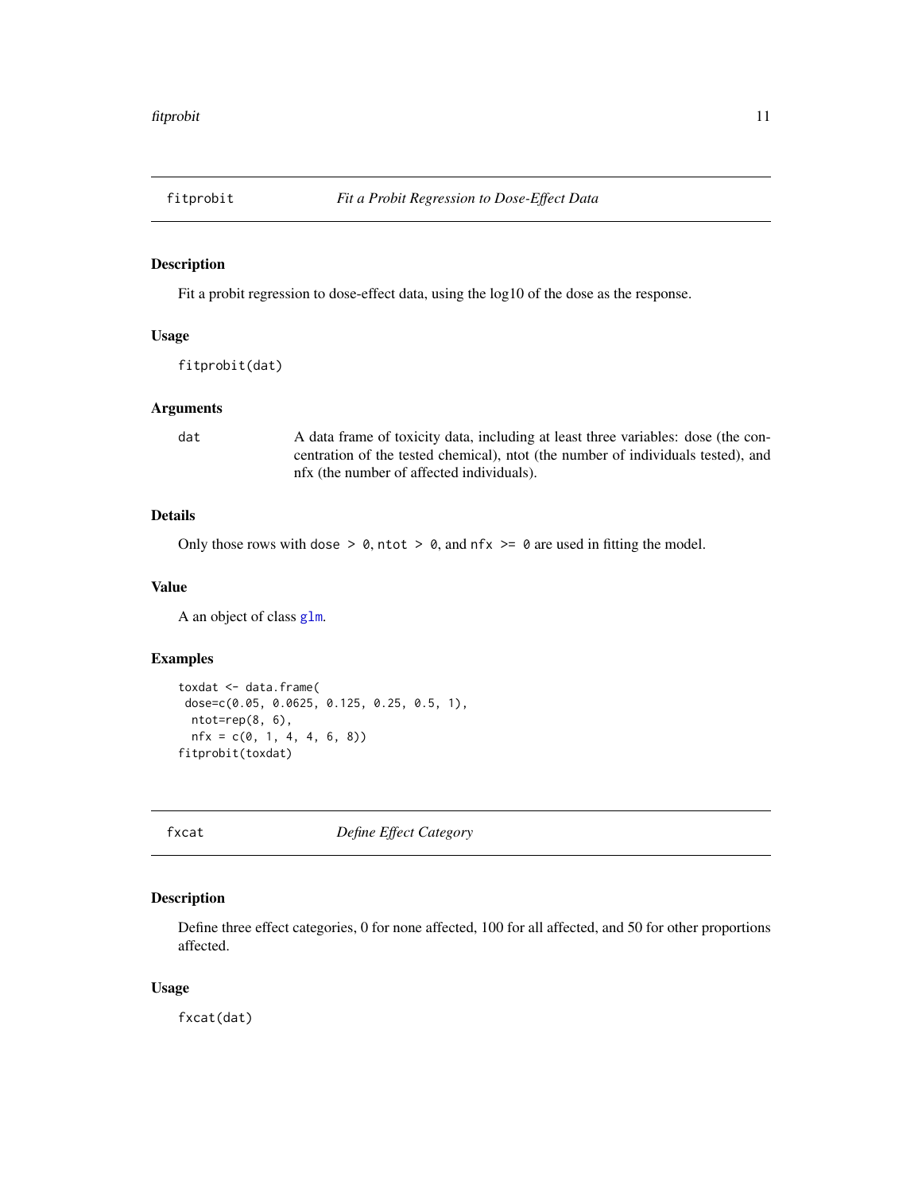## fitprobit — *Fit a Probit Regression to Dose-Effect Data*

### Description

Fit a probit regression to dose-effect data, using the log10 of the dose as the response.

### Usage

```
fitprobit(dat)
```

### Arguments

| | |
|---|---|
| `dat` | A data frame of toxicity data, including at least three variables: dose (the concentration of the tested chemical), ntot (the number of individuals tested), and nfx (the number of affected individuals). |

### Details

Only those rows with `dose > 0`, `ntot > 0`, and `nfx >= 0` are used in fitting the model.

### Value

A an object of class `glm`.

### Examples

```
toxdat <- data.frame(
 dose=c(0.05, 0.0625, 0.125, 0.25, 0.5, 1),
  ntot=rep(8, 6),
  nfx = c(0, 1, 4, 4, 6, 8))
fitprobit(toxdat)
```

## fxcat — *Define Effect Category*

### Description

Define three effect categories, 0 for none affected, 100 for all affected, and 50 for other proportions affected.

### Usage

```
fxcat(dat)
```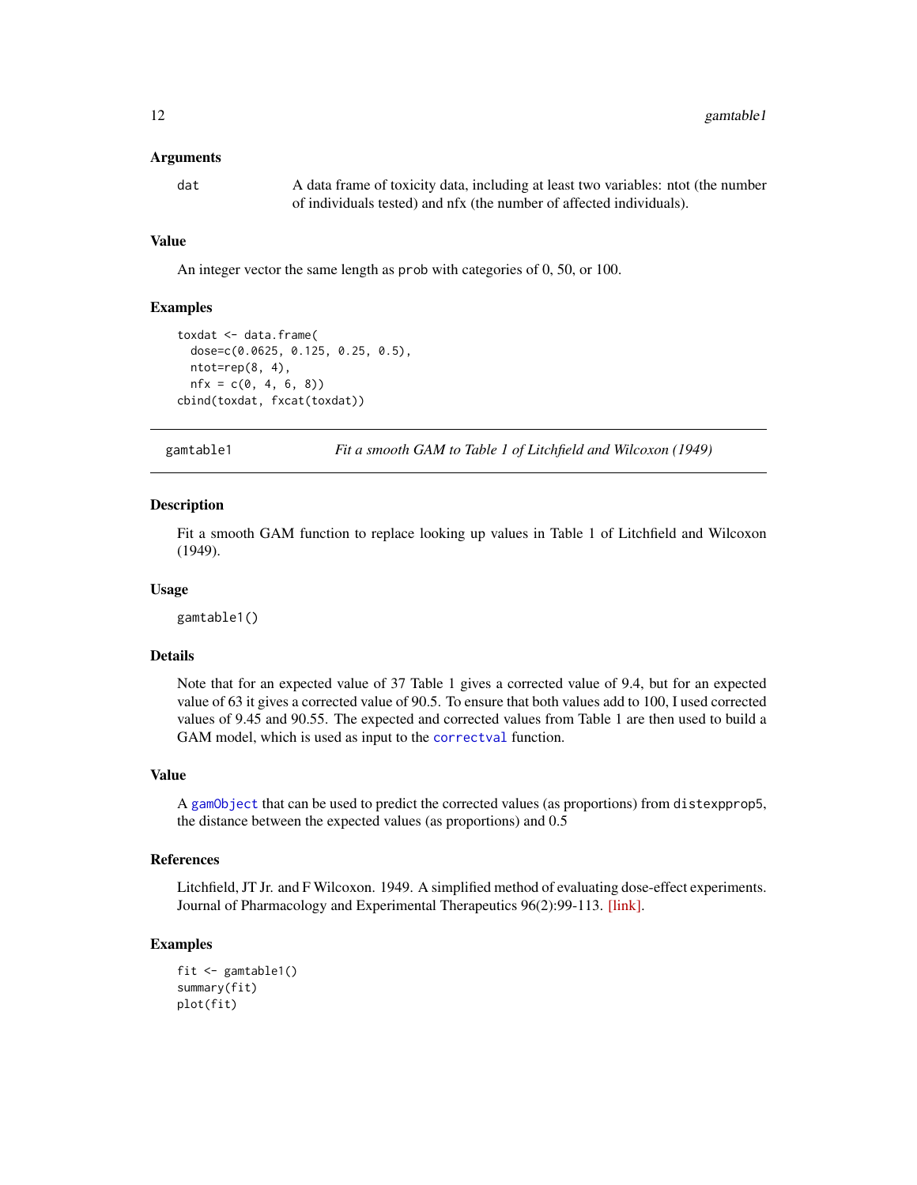### Arguments

| | |
|---|---|
| dat | A data frame of toxicity data, including at least two variables: ntot (the number of individuals tested) and nfx (the number of affected individuals). |

### Value

An integer vector the same length as `prob` with categories of 0, 50, or 100.

### Examples

```
toxdat <- data.frame(
  dose=c(0.0625, 0.125, 0.25, 0.5),
  ntot=rep(8, 4),
  nfx = c(0, 4, 6, 8))
cbind(toxdat, fxcat(toxdat))
```

---

## gamtable1 — *Fit a smooth GAM to Table 1 of Litchfield and Wilcoxon (1949)*

### Description

Fit a smooth GAM function to replace looking up values in Table 1 of Litchfield and Wilcoxon (1949).

### Usage

```
gamtable1()
```

### Details

Note that for an expected value of 37 Table 1 gives a corrected value of 9.4, but for an expected value of 63 it gives a corrected value of 90.5. To ensure that both values add to 100, I used corrected values of 9.45 and 90.55. The expected and corrected values from Table 1 are then used to build a GAM model, which is used as input to the `correctval` function.

### Value

A `gamObject` that can be used to predict the corrected values (as proportions) from `distexpprop5`, the distance between the expected values (as proportions) and 0.5

### References

Litchfield, JT Jr. and F Wilcoxon. 1949. A simplified method of evaluating dose-effect experiments. Journal of Pharmacology and Experimental Therapeutics 96(2):99-113. [link].

### Examples

```
fit <- gamtable1()
summary(fit)
plot(fit)
```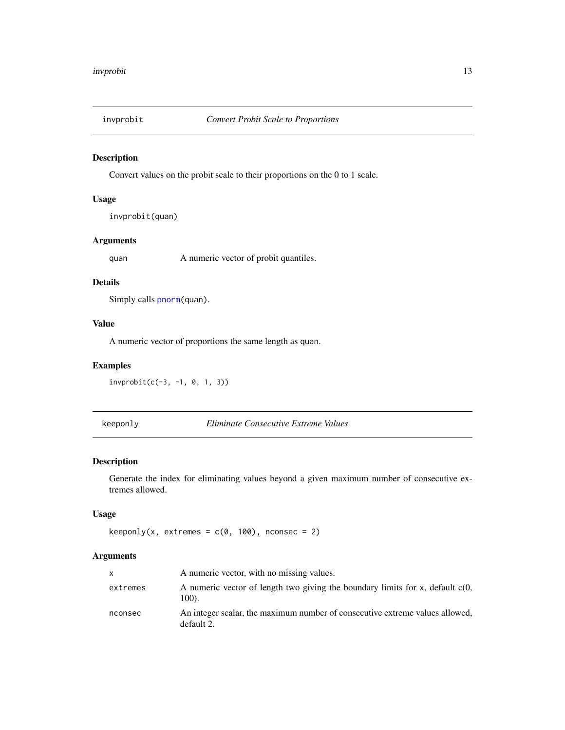## invprobit *Convert Probit Scale to Proportions*

### Description

Convert values on the probit scale to their proportions on the 0 to 1 scale.

### Usage

```
invprobit(quan)
```

### Arguments

| | |
|---|---|
| quan | A numeric vector of probit quantiles. |

### Details

Simply calls `pnorm(quan)`.

### Value

A numeric vector of proportions the same length as `quan`.

### Examples

```
invprobit(c(-3, -1, 0, 1, 3))
```

## keeponly *Eliminate Consecutive Extreme Values*

### Description

Generate the index for eliminating values beyond a given maximum number of consecutive extremes allowed.

### Usage

```
keeponly(x, extremes = c(0, 100), nconsec = 2)
```

### Arguments

| | |
|---|---|
| x | A numeric vector, with no missing values. |
| extremes | A numeric vector of length two giving the boundary limits for `x`, default c(0, 100). |
| nconsec | An integer scalar, the maximum number of consecutive extreme values allowed, default 2. |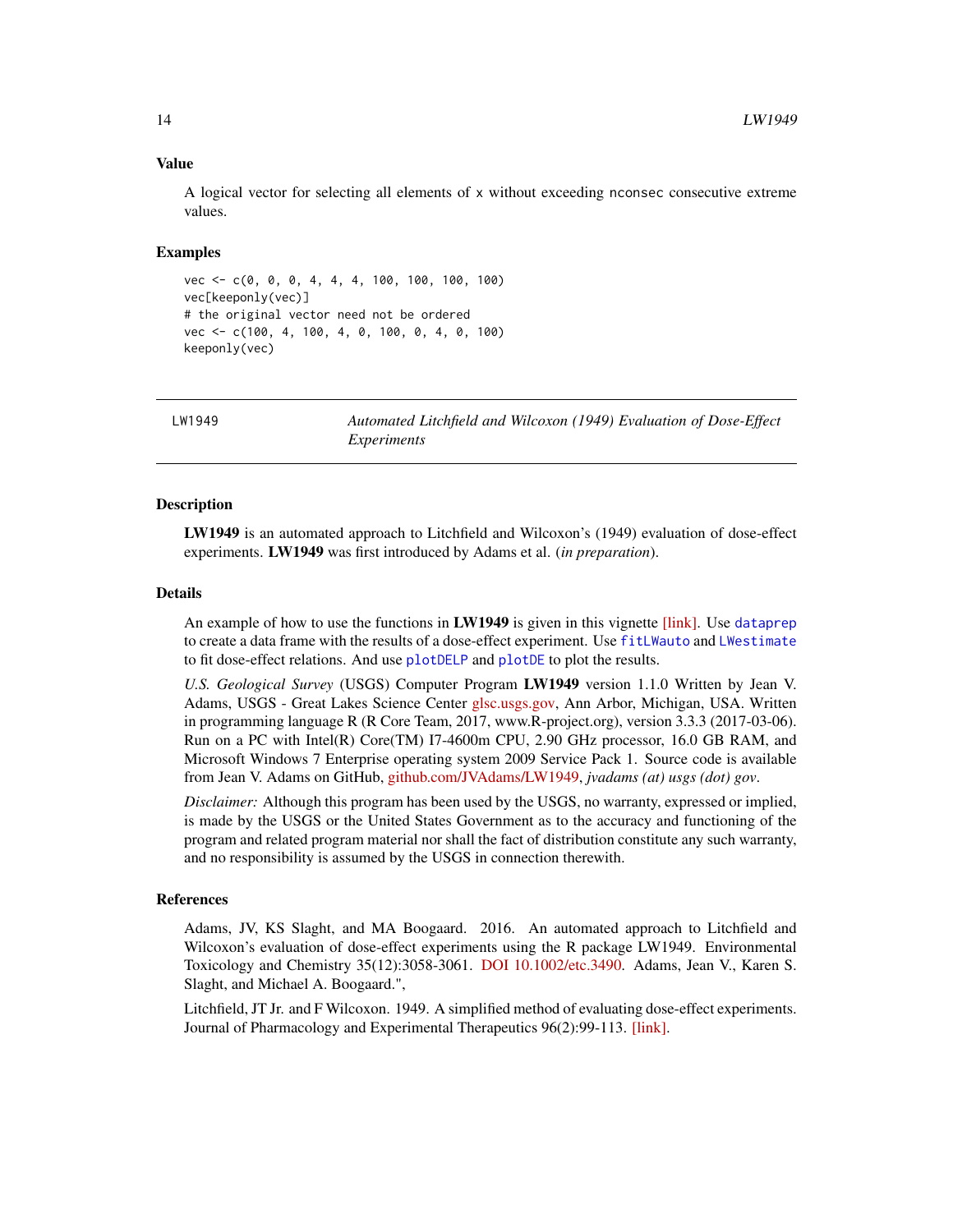### Value

A logical vector for selecting all elements of x without exceeding nconsec consecutive extreme values.

### Examples

```
vec <- c(0, 0, 0, 4, 4, 4, 100, 100, 100, 100)
vec[keeponly(vec)]
# the original vector need not be ordered
vec <- c(100, 4, 100, 4, 0, 100, 0, 4, 0, 100)
keeponly(vec)
```

---

## LW1949 — *Automated Litchfield and Wilcoxon (1949) Evaluation of Dose-Effect Experiments*

---

### Description

**LW1949** is an automated approach to Litchfield and Wilcoxon's (1949) evaluation of dose-effect experiments. **LW1949** was first introduced by Adams et al. (*in preparation*).

### Details

An example of how to use the functions in **LW1949** is given in this vignette [link]. Use dataprep to create a data frame with the results of a dose-effect experiment. Use fitLWauto and LWestimate to fit dose-effect relations. And use plotDELP and plotDE to plot the results.

*U.S. Geological Survey* (USGS) Computer Program **LW1949** version 1.1.0 Written by Jean V. Adams, USGS - Great Lakes Science Center glsc.usgs.gov, Ann Arbor, Michigan, USA. Written in programming language R (R Core Team, 2017, www.R-project.org), version 3.3.3 (2017-03-06). Run on a PC with Intel(R) Core(TM) I7-4600m CPU, 2.90 GHz processor, 16.0 GB RAM, and Microsoft Windows 7 Enterprise operating system 2009 Service Pack 1. Source code is available from Jean V. Adams on GitHub, github.com/JVAdams/LW1949, *jvadams (at) usgs (dot) gov*.

*Disclaimer:* Although this program has been used by the USGS, no warranty, expressed or implied, is made by the USGS or the United States Government as to the accuracy and functioning of the program and related program material nor shall the fact of distribution constitute any such warranty, and no responsibility is assumed by the USGS in connection therewith.

### References

Adams, JV, KS Slaght, and MA Boogaard. 2016. An automated approach to Litchfield and Wilcoxon's evaluation of dose-effect experiments using the R package LW1949. Environmental Toxicology and Chemistry 35(12):3058-3061. DOI 10.1002/etc.3490. Adams, Jean V., Karen S. Slaght, and Michael A. Boogaard.",

Litchfield, JT Jr. and F Wilcoxon. 1949. A simplified method of evaluating dose-effect experiments. Journal of Pharmacology and Experimental Therapeutics 96(2):99-113. [link].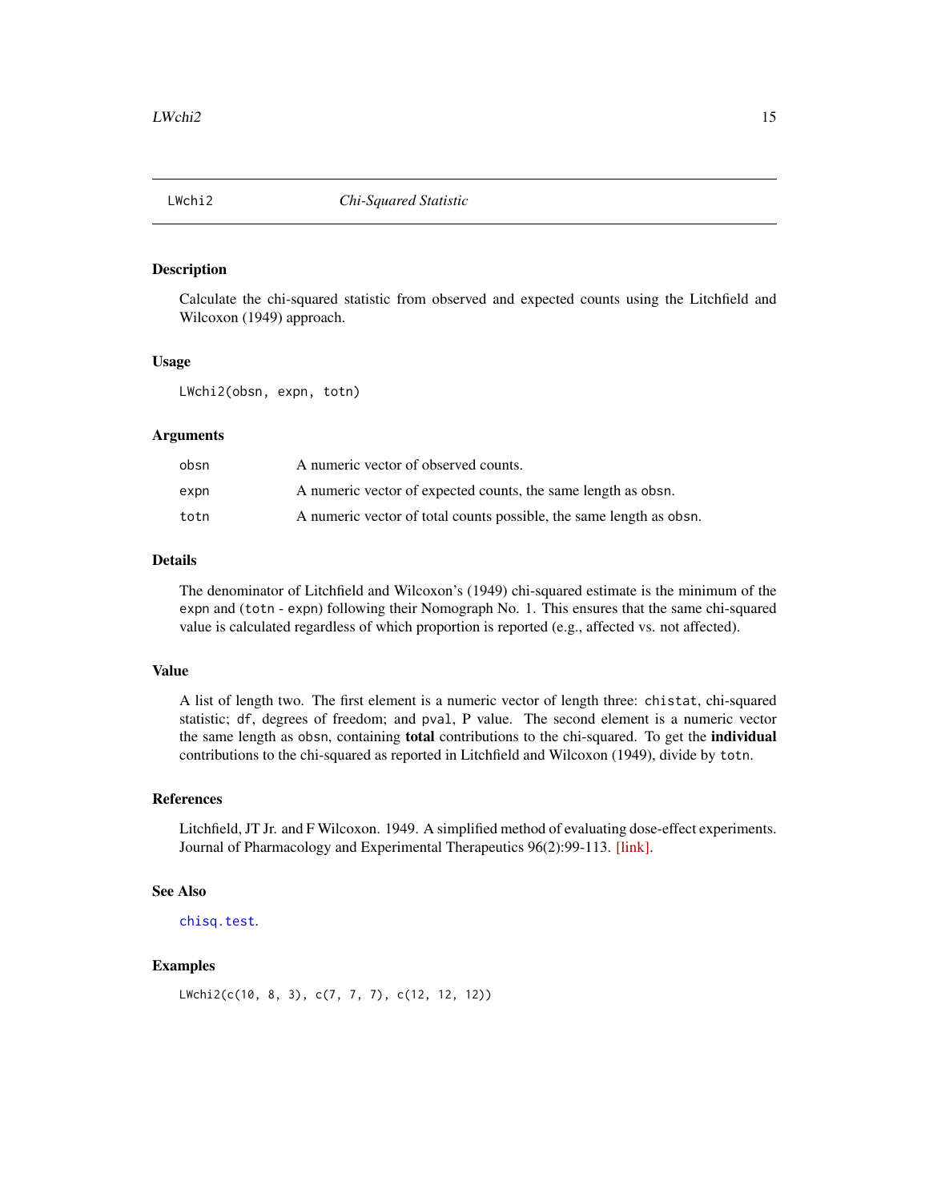LWchi2 *Chi-Squared Statistic*

### Description

Calculate the chi-squared statistic from observed and expected counts using the Litchfield and Wilcoxon (1949) approach.

### Usage

```
LWchi2(obsn, expn, totn)
```

### Arguments

| | |
|---|---|
| obsn | A numeric vector of observed counts. |
| expn | A numeric vector of expected counts, the same length as obsn. |
| totn | A numeric vector of total counts possible, the same length as obsn. |

### Details

The denominator of Litchfield and Wilcoxon's (1949) chi-squared estimate is the minimum of the expn and (totn - expn) following their Nomograph No. 1. This ensures that the same chi-squared value is calculated regardless of which proportion is reported (e.g., affected vs. not affected).

### Value

A list of length two. The first element is a numeric vector of length three: chistat, chi-squared statistic; df, degrees of freedom; and pval, P value. The second element is a numeric vector the same length as obsn, containing **total** contributions to the chi-squared. To get the **individual** contributions to the chi-squared as reported in Litchfield and Wilcoxon (1949), divide by totn.

### References

Litchfield, JT Jr. and F Wilcoxon. 1949. A simplified method of evaluating dose-effect experiments. Journal of Pharmacology and Experimental Therapeutics 96(2):99-113. [link].

### See Also

chisq.test.

### Examples

```
LWchi2(c(10, 8, 3), c(7, 7, 7), c(12, 12, 12))
```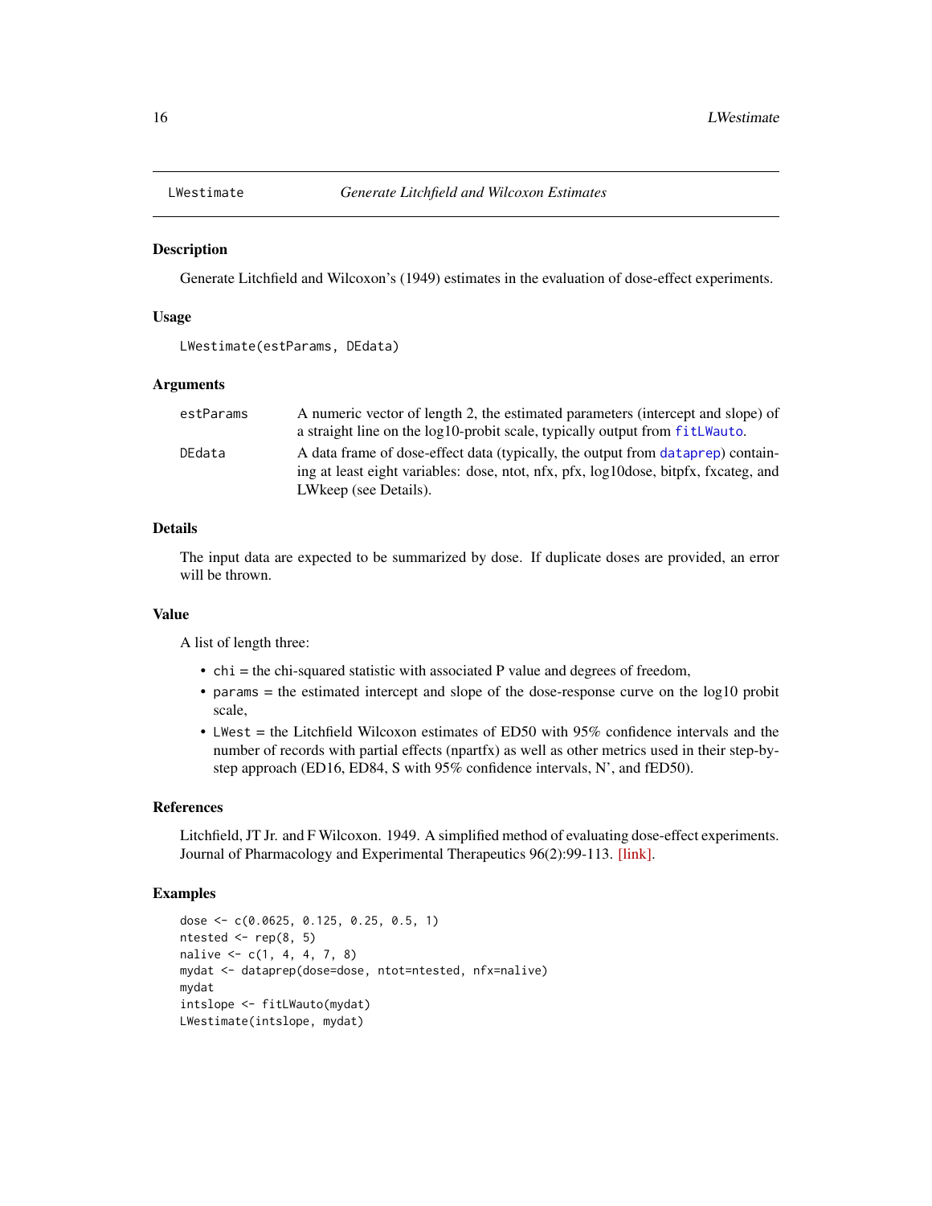# LWestimate — *Generate Litchfield and Wilcoxon Estimates*

## Description

Generate Litchfield and Wilcoxon's (1949) estimates in the evaluation of dose-effect experiments.

## Usage

```
LWestimate(estParams, DEdata)
```

## Arguments

| | |
|---|---|
| `estParams` | A numeric vector of length 2, the estimated parameters (intercept and slope) of a straight line on the log10-probit scale, typically output from `fitLWauto`. |
| `DEdata` | A data frame of dose-effect data (typically, the output from `dataprep`) containing at least eight variables: dose, ntot, nfx, pfx, log10dose, bitpfx, fxcateg, and LWkeep (see Details). |

## Details

The input data are expected to be summarized by dose. If duplicate doses are provided, an error will be thrown.

## Value

A list of length three:

- `chi` = the chi-squared statistic with associated P value and degrees of freedom,
- `params` = the estimated intercept and slope of the dose-response curve on the log10 probit scale,
- `LWest` = the Litchfield Wilcoxon estimates of ED50 with 95% confidence intervals and the number of records with partial effects (npartfx) as well as other metrics used in their step-by-step approach (ED16, ED84, S with 95% confidence intervals, N', and fED50).

## References

Litchfield, JT Jr. and F Wilcoxon. 1949. A simplified method of evaluating dose-effect experiments. Journal of Pharmacology and Experimental Therapeutics 96(2):99-113. [link].

## Examples

```
dose <- c(0.0625, 0.125, 0.25, 0.5, 1)
ntested <- rep(8, 5)
nalive <- c(1, 4, 4, 7, 8)
mydat <- dataprep(dose=dose, ntot=ntested, nfx=nalive)
mydat
intslope <- fitLWauto(mydat)
LWestimate(intslope, mydat)
```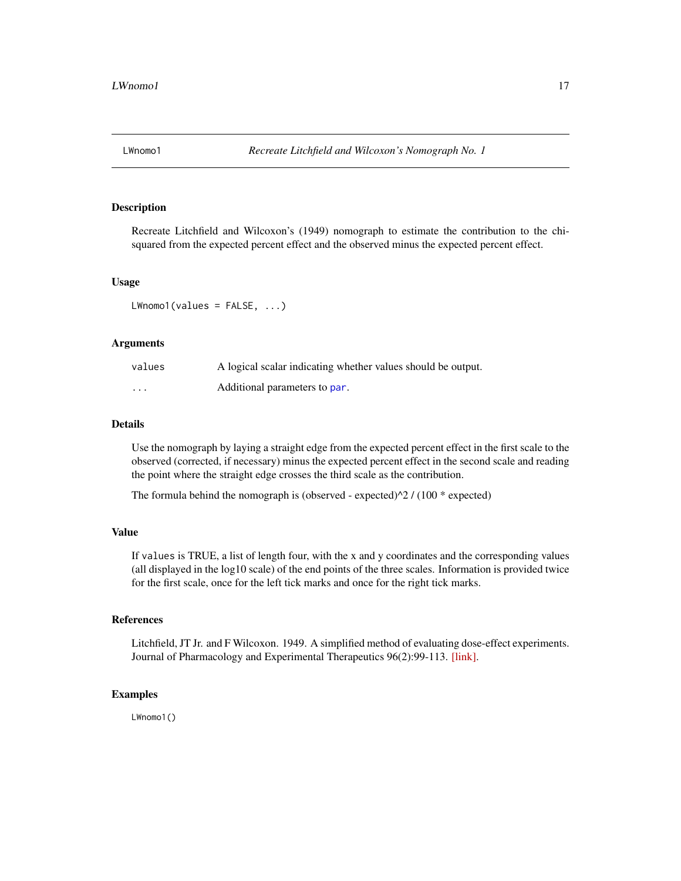# LWnomo1 — *Recreate Litchfield and Wilcoxon's Nomograph No. 1*

## Description

Recreate Litchfield and Wilcoxon's (1949) nomograph to estimate the contribution to the chi-squared from the expected percent effect and the observed minus the expected percent effect.

## Usage

```
LWnomo1(values = FALSE, ...)
```

## Arguments

| | |
|---|---|
| `values` | A logical scalar indicating whether values should be output. |
| `...` | Additional parameters to `par`. |

## Details

Use the nomograph by laying a straight edge from the expected percent effect in the first scale to the observed (corrected, if necessary) minus the expected percent effect in the second scale and reading the point where the straight edge crosses the third scale as the contribution.

The formula behind the nomograph is (observed - expected)^2 / (100 * expected)

## Value

If `values` is TRUE, a list of length four, with the x and y coordinates and the corresponding values (all displayed in the log10 scale) of the end points of the three scales. Information is provided twice for the first scale, once for the left tick marks and once for the right tick marks.

## References

Litchfield, JT Jr. and F Wilcoxon. 1949. A simplified method of evaluating dose-effect experiments. Journal of Pharmacology and Experimental Therapeutics 96(2):99-113. [link].

## Examples

```
LWnomo1()
```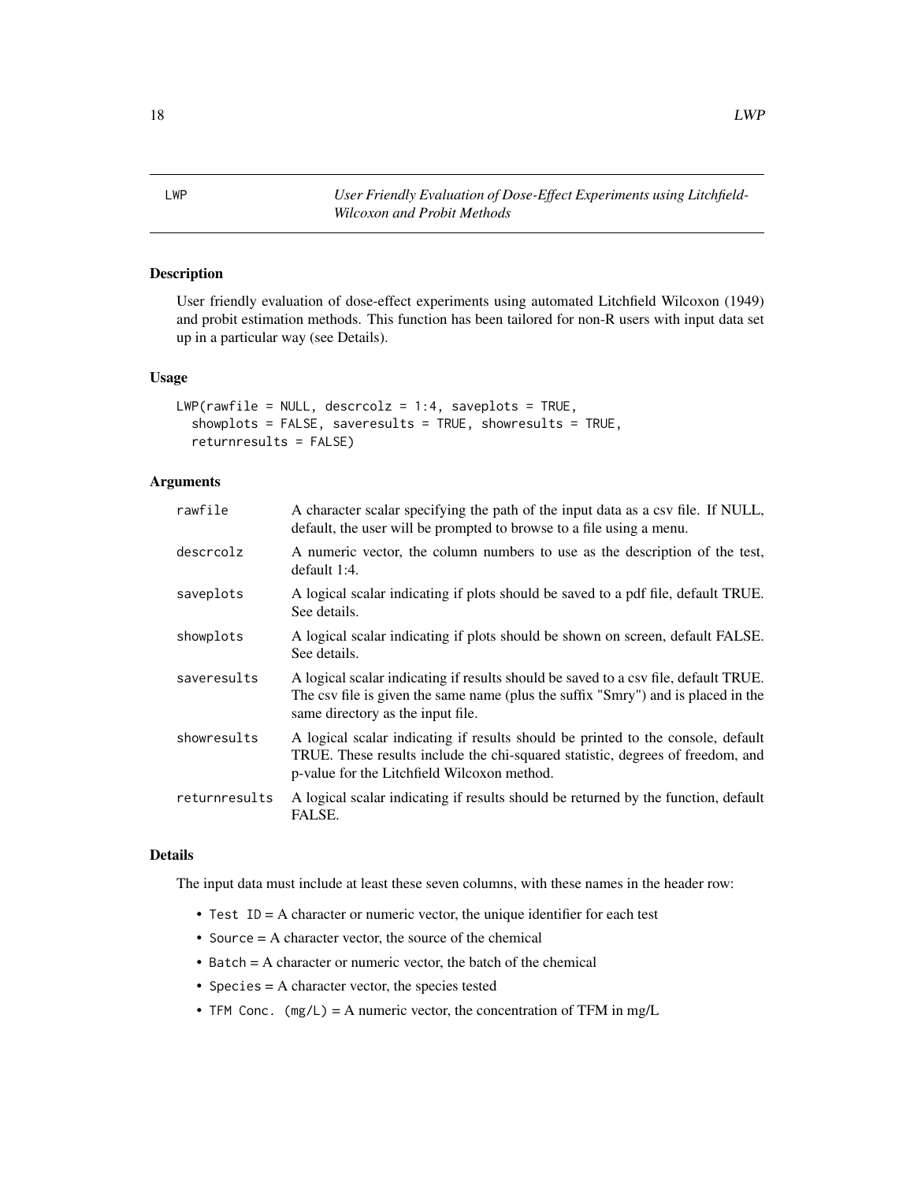## LWP — *User Friendly Evaluation of Dose-Effect Experiments using Litchfield-Wilcoxon and Probit Methods*

### Description

User friendly evaluation of dose-effect experiments using automated Litchfield Wilcoxon (1949) and probit estimation methods. This function has been tailored for non-R users with input data set up in a particular way (see Details).

### Usage

```
LWP(rawfile = NULL, descrcolz = 1:4, saveplots = TRUE,
  showplots = FALSE, saveresults = TRUE, showresults = TRUE,
  returnresults = FALSE)
```

### Arguments

| Argument | Description |
|---|---|
| `rawfile` | A character scalar specifying the path of the input data as a csv file. If NULL, default, the user will be prompted to browse to a file using a menu. |
| `descrcolz` | A numeric vector, the column numbers to use as the description of the test, default 1:4. |
| `saveplots` | A logical scalar indicating if plots should be saved to a pdf file, default TRUE. See details. |
| `showplots` | A logical scalar indicating if plots should be shown on screen, default FALSE. See details. |
| `saveresults` | A logical scalar indicating if results should be saved to a csv file, default TRUE. The csv file is given the same name (plus the suffix "Smry") and is placed in the same directory as the input file. |
| `showresults` | A logical scalar indicating if results should be printed to the console, default TRUE. These results include the chi-squared statistic, degrees of freedom, and p-value for the Litchfield Wilcoxon method. |
| `returnresults` | A logical scalar indicating if results should be returned by the function, default FALSE. |

### Details

The input data must include at least these seven columns, with these names in the header row:

- `Test ID` = A character or numeric vector, the unique identifier for each test
- `Source` = A character vector, the source of the chemical
- `Batch` = A character or numeric vector, the batch of the chemical
- `Species` = A character vector, the species tested
- `TFM Conc. (mg/L)` = A numeric vector, the concentration of TFM in mg/L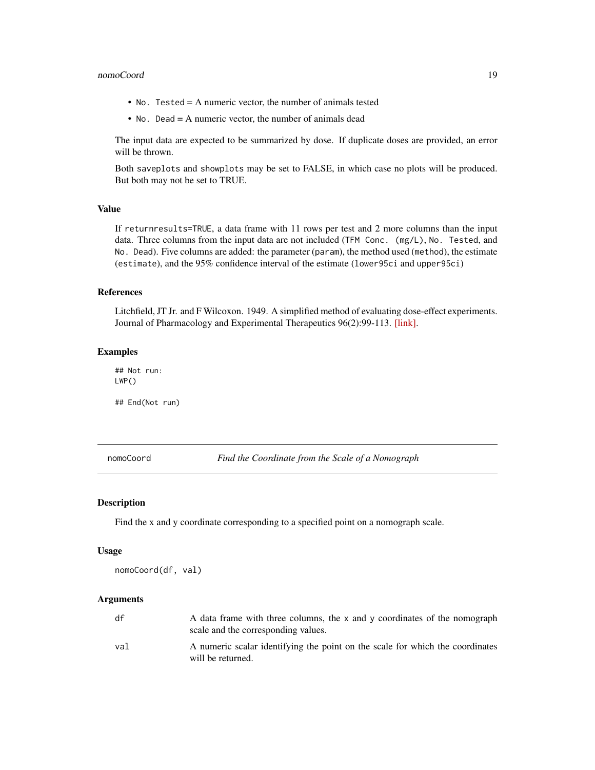- `No. Tested` = A numeric vector, the number of animals tested
- `No. Dead` = A numeric vector, the number of animals dead

The input data are expected to be summarized by dose. If duplicate doses are provided, an error will be thrown.

Both `saveplots` and `showplots` may be set to FALSE, in which case no plots will be produced. But both may not be set to TRUE.

### Value

If `returnresults=TRUE`, a data frame with 11 rows per test and 2 more columns than the input data. Three columns from the input data are not included (`TFM Conc. (mg/L)`, `No. Tested`, and `No. Dead`). Five columns are added: the parameter (`param`), the method used (`method`), the estimate (`estimate`), and the 95% confidence interval of the estimate (`lower95ci` and `upper95ci`)

### References

Litchfield, JT Jr. and F Wilcoxon. 1949. A simplified method of evaluating dose-effect experiments. Journal of Pharmacology and Experimental Therapeutics 96(2):99-113. [link].

### Examples

```
## Not run:
LWP()

## End(Not run)
```

---

## nomoCoord — *Find the Coordinate from the Scale of a Nomograph*

### Description

Find the x and y coordinate corresponding to a specified point on a nomograph scale.

### Usage

```
nomoCoord(df, val)
```

### Arguments

| | |
|---|---|
| `df` | A data frame with three columns, the `x` and `y` coordinates of the nomograph scale and the corresponding values. |
| `val` | A numeric scalar identifying the point on the scale for which the coordinates will be returned. |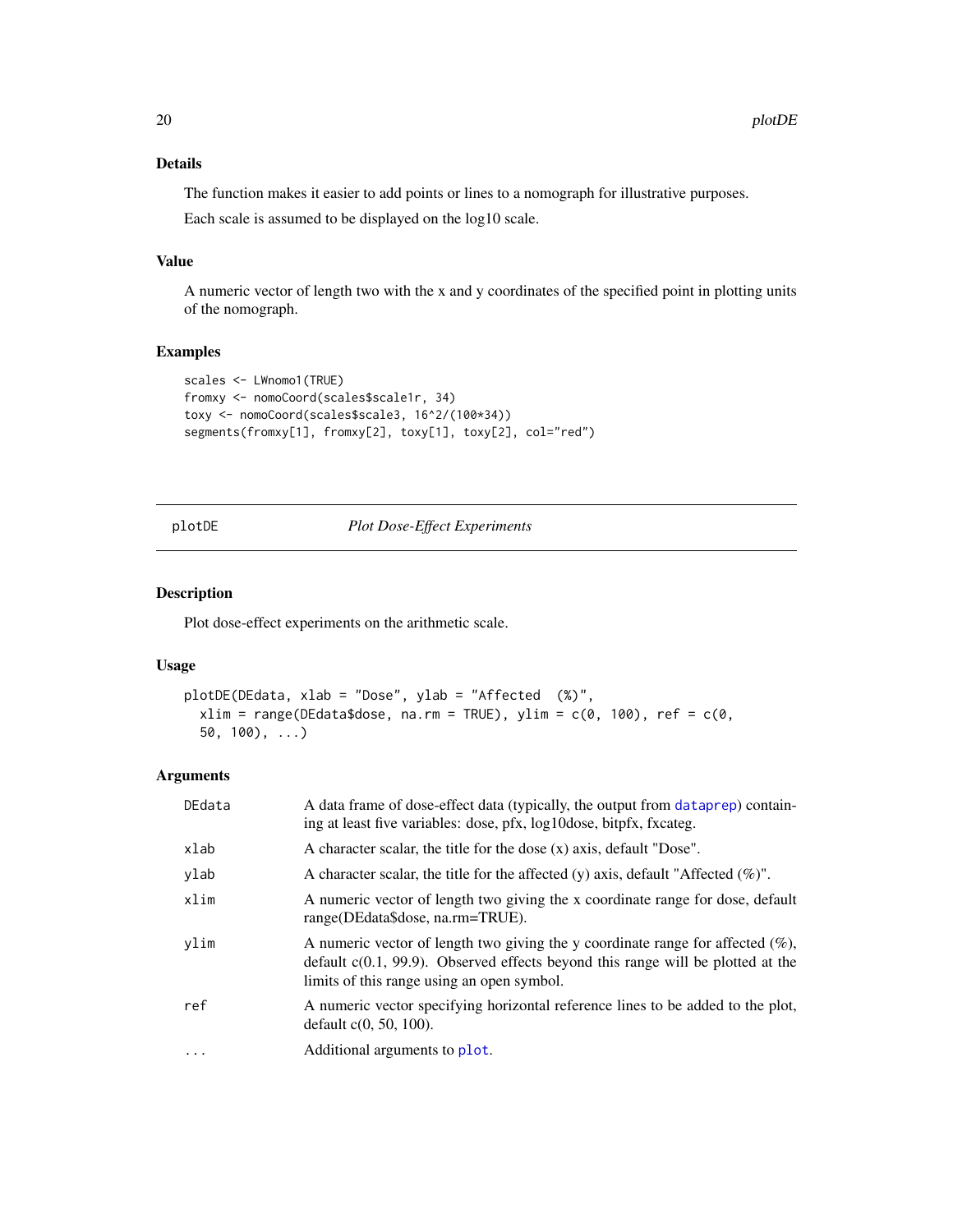## Details

The function makes it easier to add points or lines to a nomograph for illustrative purposes.

Each scale is assumed to be displayed on the log10 scale.

## Value

A numeric vector of length two with the x and y coordinates of the specified point in plotting units of the nomograph.

## Examples

```
scales <- LWnomo1(TRUE)
fromxy <- nomoCoord(scales$scale1r, 34)
toxy <- nomoCoord(scales$scale3, 16^2/(100*34))
segments(fromxy[1], fromxy[2], toxy[1], toxy[2], col="red")
```

---

# plotDE    *Plot Dose-Effect Experiments*

---

## Description

Plot dose-effect experiments on the arithmetic scale.

## Usage

```
plotDE(DEdata, xlab = "Dose", ylab = "Affected  (%)",
  xlim = range(DEdata$dose, na.rm = TRUE), ylim = c(0, 100), ref = c(0,
  50, 100), ...)
```

## Arguments

| | |
|---|---|
| DEdata | A data frame of dose-effect data (typically, the output from dataprep) containing at least five variables: dose, pfx, log10dose, bitpfx, fxcateg. |
| xlab | A character scalar, the title for the dose (x) axis, default "Dose". |
| ylab | A character scalar, the title for the affected (y) axis, default "Affected (%)". |
| xlim | A numeric vector of length two giving the x coordinate range for dose, default range(DEdata$dose, na.rm=TRUE). |
| ylim | A numeric vector of length two giving the y coordinate range for affected (%), default c(0.1, 99.9). Observed effects beyond this range will be plotted at the limits of this range using an open symbol. |
| ref | A numeric vector specifying horizontal reference lines to be added to the plot, default c(0, 50, 100). |
| ... | Additional arguments to plot. |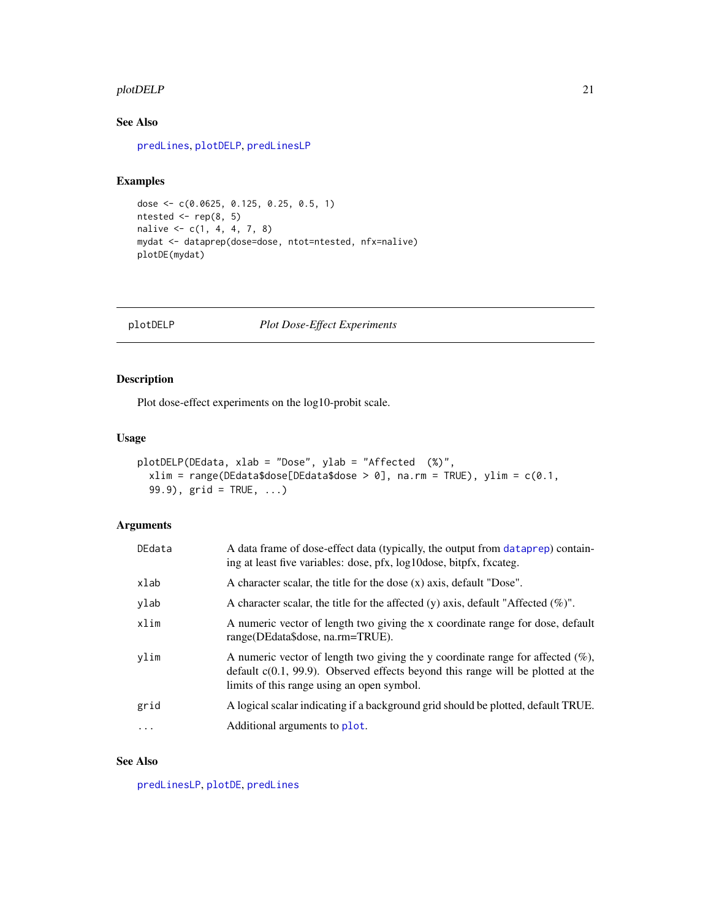## See Also

predLines, plotDELP, predLinesLP

## Examples

```
dose <- c(0.0625, 0.125, 0.25, 0.5, 1)
ntested <- rep(8, 5)
nalive <- c(1, 4, 4, 7, 8)
mydat <- dataprep(dose=dose, ntot=ntested, nfx=nalive)
plotDE(mydat)
```

---

# plotDELP — *Plot Dose-Effect Experiments*

---

## Description

Plot dose-effect experiments on the log10-probit scale.

## Usage

```
plotDELP(DEdata, xlab = "Dose", ylab = "Affected  (%)",
  xlim = range(DEdata$dose[DEdata$dose > 0], na.rm = TRUE), ylim = c(0.1,
  99.9), grid = TRUE, ...)
```

## Arguments

| | |
|---|---|
| DEdata | A data frame of dose-effect data (typically, the output from dataprep) containing at least five variables: dose, pfx, log10dose, bitpfx, fxcateg. |
| xlab | A character scalar, the title for the dose (x) axis, default "Dose". |
| ylab | A character scalar, the title for the affected (y) axis, default "Affected (%)". |
| xlim | A numeric vector of length two giving the x coordinate range for dose, default range(DEdata$dose, na.rm=TRUE). |
| ylim | A numeric vector of length two giving the y coordinate range for affected (%), default c(0.1, 99.9). Observed effects beyond this range will be plotted at the limits of this range using an open symbol. |
| grid | A logical scalar indicating if a background grid should be plotted, default TRUE. |
| ... | Additional arguments to plot. |

## See Also

predLinesLP, plotDE, predLines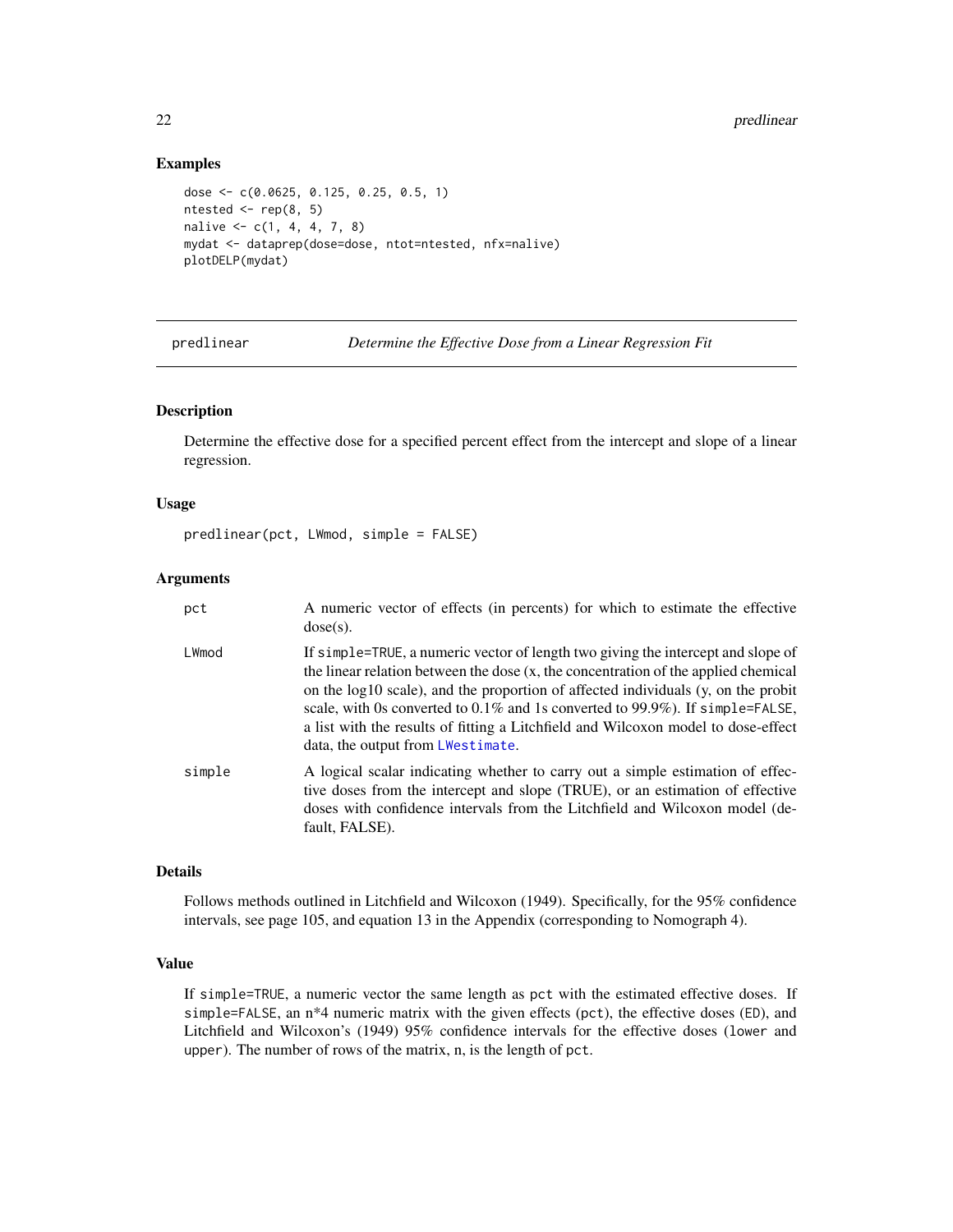## Examples

```
dose <- c(0.0625, 0.125, 0.25, 0.5, 1)
ntested <- rep(8, 5)
nalive <- c(1, 4, 4, 7, 8)
mydat <- dataprep(dose=dose, ntot=ntested, nfx=nalive)
plotDELP(mydat)
```

---

# predlinear — *Determine the Effective Dose from a Linear Regression Fit*

## Description

Determine the effective dose for a specified percent effect from the intercept and slope of a linear regression.

## Usage

```
predlinear(pct, LWmod, simple = FALSE)
```

## Arguments

| | |
|---|---|
| `pct` | A numeric vector of effects (in percents) for which to estimate the effective dose(s). |
| `LWmod` | If `simple=TRUE`, a numeric vector of length two giving the intercept and slope of the linear relation between the dose (x, the concentration of the applied chemical on the log10 scale), and the proportion of affected individuals (y, on the probit scale, with 0s converted to 0.1% and 1s converted to 99.9%). If `simple=FALSE`, a list with the results of fitting a Litchfield and Wilcoxon model to dose-effect data, the output from `LWestimate`. |
| `simple` | A logical scalar indicating whether to carry out a simple estimation of effective doses from the intercept and slope (TRUE), or an estimation of effective doses with confidence intervals from the Litchfield and Wilcoxon model (default, FALSE). |

## Details

Follows methods outlined in Litchfield and Wilcoxon (1949). Specifically, for the 95% confidence intervals, see page 105, and equation 13 in the Appendix (corresponding to Nomograph 4).

## Value

If `simple=TRUE`, a numeric vector the same length as `pct` with the estimated effective doses. If `simple=FALSE`, an n*4 numeric matrix with the given effects (`pct`), the effective doses (`ED`), and Litchfield and Wilcoxon's (1949) 95% confidence intervals for the effective doses (`lower` and `upper`). The number of rows of the matrix, n, is the length of `pct`.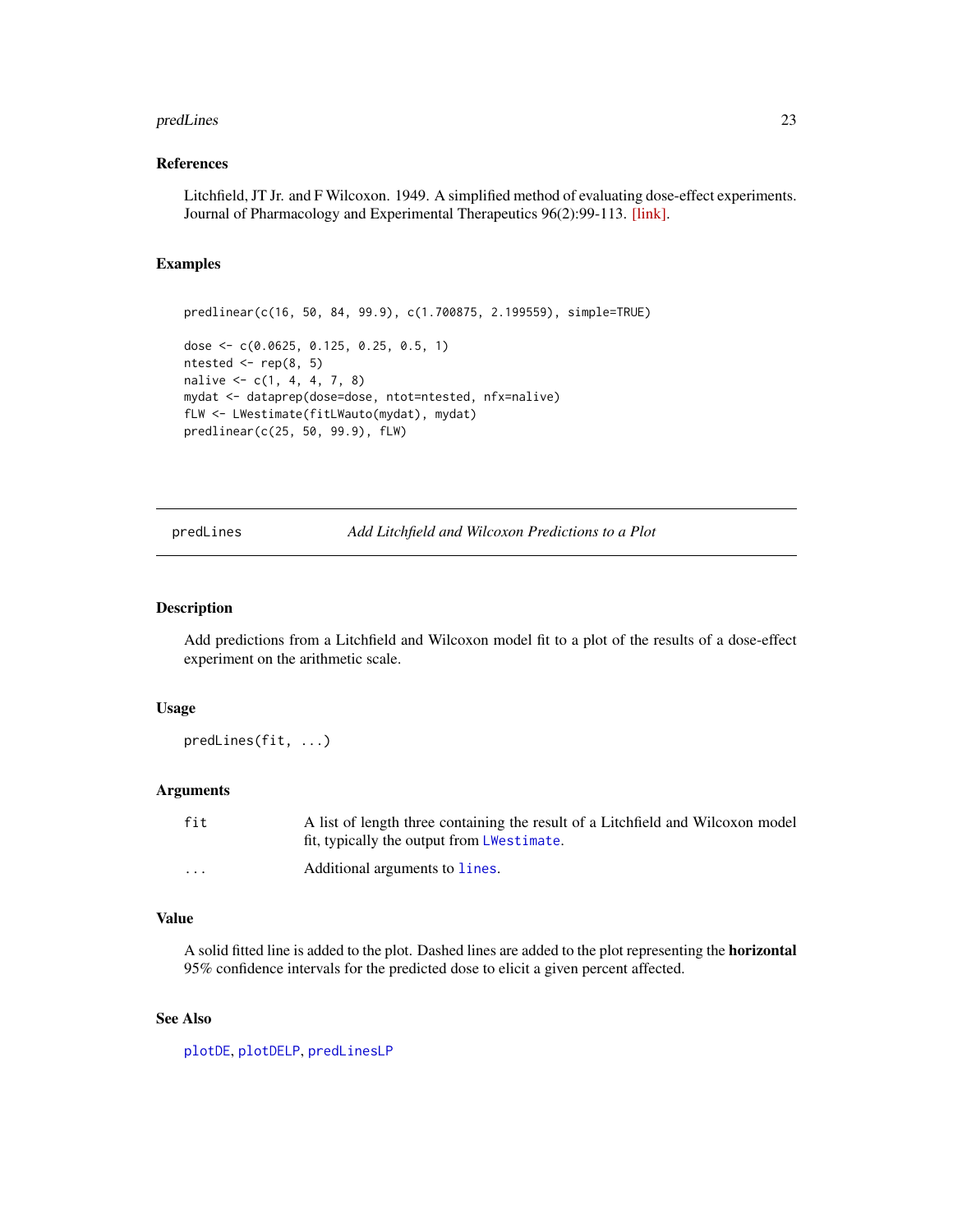### References

Litchfield, JT Jr. and F Wilcoxon. 1949. A simplified method of evaluating dose-effect experiments. Journal of Pharmacology and Experimental Therapeutics 96(2):99-113. [link].

### Examples

```
predlinear(c(16, 50, 84, 99.9), c(1.700875, 2.199559), simple=TRUE)

dose <- c(0.0625, 0.125, 0.25, 0.5, 1)
ntested <- rep(8, 5)
nalive <- c(1, 4, 4, 7, 8)
mydat <- dataprep(dose=dose, ntot=ntested, nfx=nalive)
fLW <- LWestimate(fitLWauto(mydat), mydat)
predlinear(c(25, 50, 99.9), fLW)
```

---

## predLines — *Add Litchfield and Wilcoxon Predictions to a Plot*

---

### Description

Add predictions from a Litchfield and Wilcoxon model fit to a plot of the results of a dose-effect experiment on the arithmetic scale.

### Usage

```
predLines(fit, ...)
```

### Arguments

| | |
|---|---|
| `fit` | A list of length three containing the result of a Litchfield and Wilcoxon model fit, typically the output from `LWestimate`. |
| `...` | Additional arguments to `lines`. |

### Value

A solid fitted line is added to the plot. Dashed lines are added to the plot representing the **horizontal** 95% confidence intervals for the predicted dose to elicit a given percent affected.

### See Also

`plotDE`, `plotDELP`, `predLinesLP`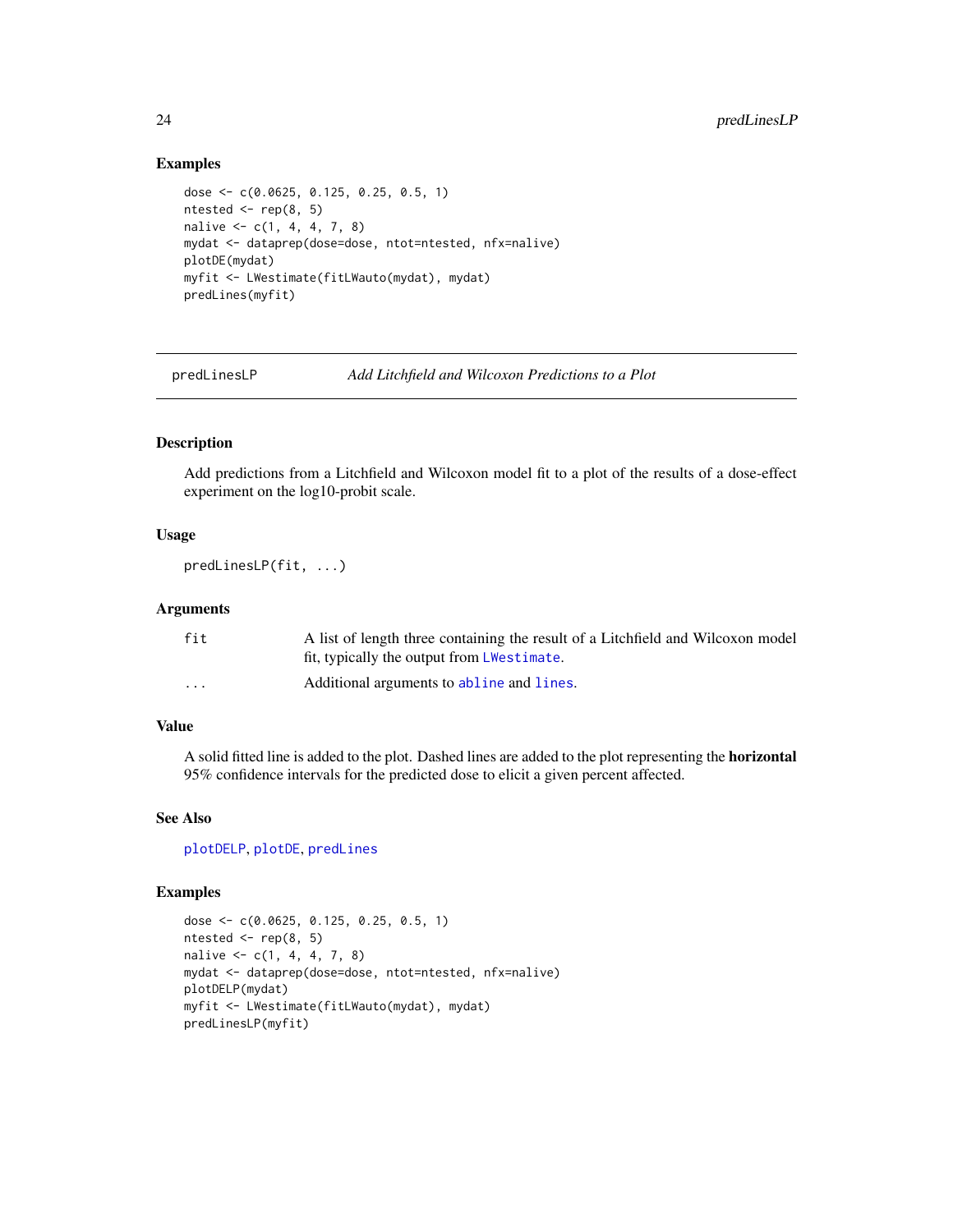### Examples

```
dose <- c(0.0625, 0.125, 0.25, 0.5, 1)
ntested <- rep(8, 5)
nalive <- c(1, 4, 4, 7, 8)
mydat <- dataprep(dose=dose, ntot=ntested, nfx=nalive)
plotDE(mydat)
myfit <- LWestimate(fitLWauto(mydat), mydat)
predLines(myfit)
```

---

## predLinesLP — *Add Litchfield and Wilcoxon Predictions to a Plot*

### Description

Add predictions from a Litchfield and Wilcoxon model fit to a plot of the results of a dose-effect experiment on the log10-probit scale.

### Usage

```
predLinesLP(fit, ...)
```

### Arguments

| | |
|---|---|
| `fit` | A list of length three containing the result of a Litchfield and Wilcoxon model fit, typically the output from `LWestimate`. |
| `...` | Additional arguments to `abline` and `lines`. |

### Value

A solid fitted line is added to the plot. Dashed lines are added to the plot representing the **horizontal** 95% confidence intervals for the predicted dose to elicit a given percent affected.

### See Also

`plotDELP`, `plotDE`, `predLines`

### Examples

```
dose <- c(0.0625, 0.125, 0.25, 0.5, 1)
ntested <- rep(8, 5)
nalive <- c(1, 4, 4, 7, 8)
mydat <- dataprep(dose=dose, ntot=ntested, nfx=nalive)
plotDELP(mydat)
myfit <- LWestimate(fitLWauto(mydat), mydat)
predLinesLP(myfit)
```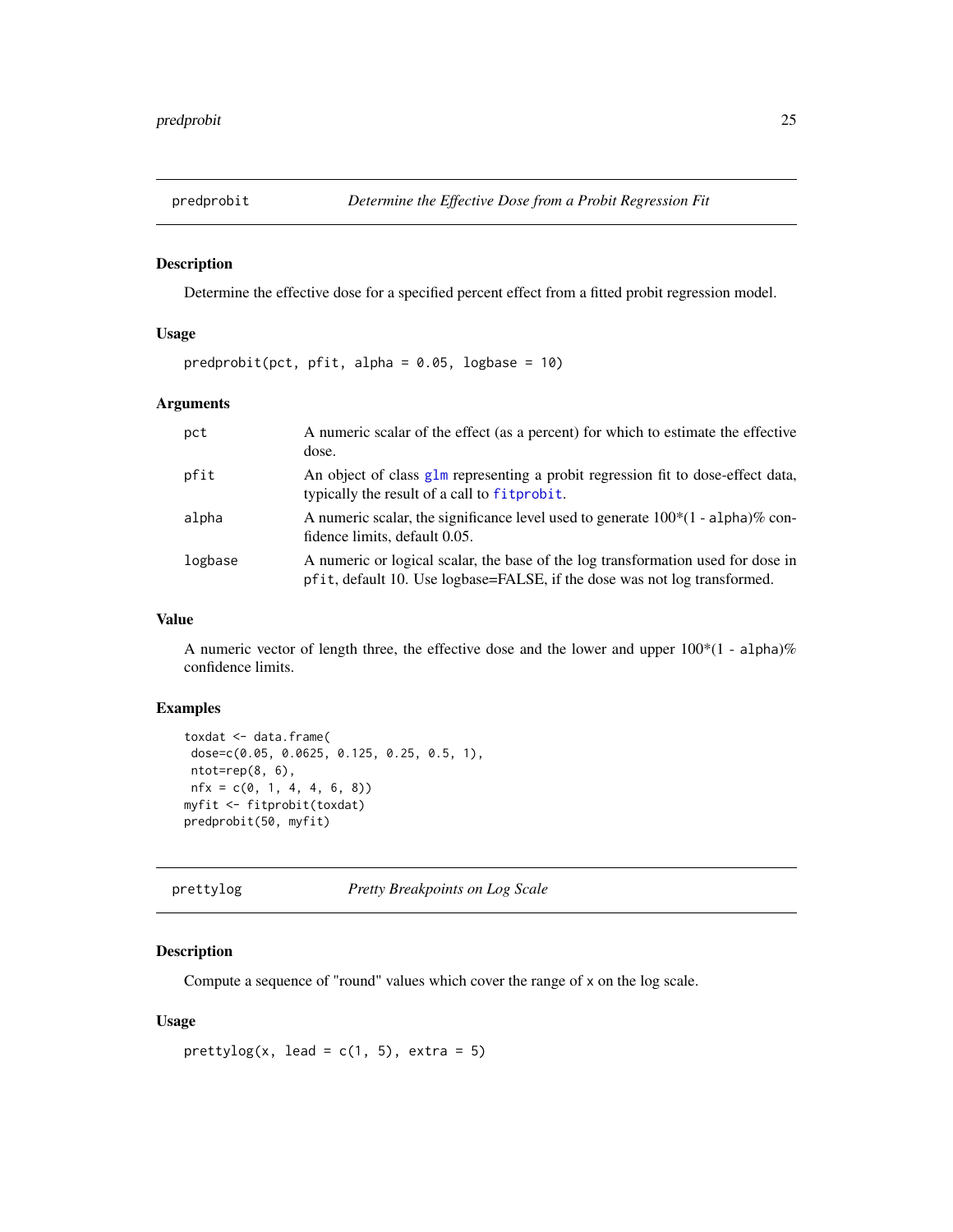## predprobit — *Determine the Effective Dose from a Probit Regression Fit*

### Description

Determine the effective dose for a specified percent effect from a fitted probit regression model.

### Usage

```
predprobit(pct, pfit, alpha = 0.05, logbase = 10)
```

### Arguments

| | |
|---|---|
| `pct` | A numeric scalar of the effect (as a percent) for which to estimate the effective dose. |
| `pfit` | An object of class `glm` representing a probit regression fit to dose-effect data, typically the result of a call to `fitprobit`. |
| `alpha` | A numeric scalar, the significance level used to generate 100*(1 - `alpha`)% confidence limits, default 0.05. |
| `logbase` | A numeric or logical scalar, the base of the log transformation used for dose in `pfit`, default 10. Use logbase=FALSE, if the dose was not log transformed. |

### Value

A numeric vector of length three, the effective dose and the lower and upper 100*(1 - `alpha`)% confidence limits.

### Examples

```
toxdat <- data.frame(
 dose=c(0.05, 0.0625, 0.125, 0.25, 0.5, 1),
 ntot=rep(8, 6),
 nfx = c(0, 1, 4, 4, 6, 8))
myfit <- fitprobit(toxdat)
predprobit(50, myfit)
```

## prettylog — *Pretty Breakpoints on Log Scale*

### Description

Compute a sequence of "round" values which cover the range of `x` on the log scale.

### Usage

```
prettylog(x, lead = c(1, 5), extra = 5)
```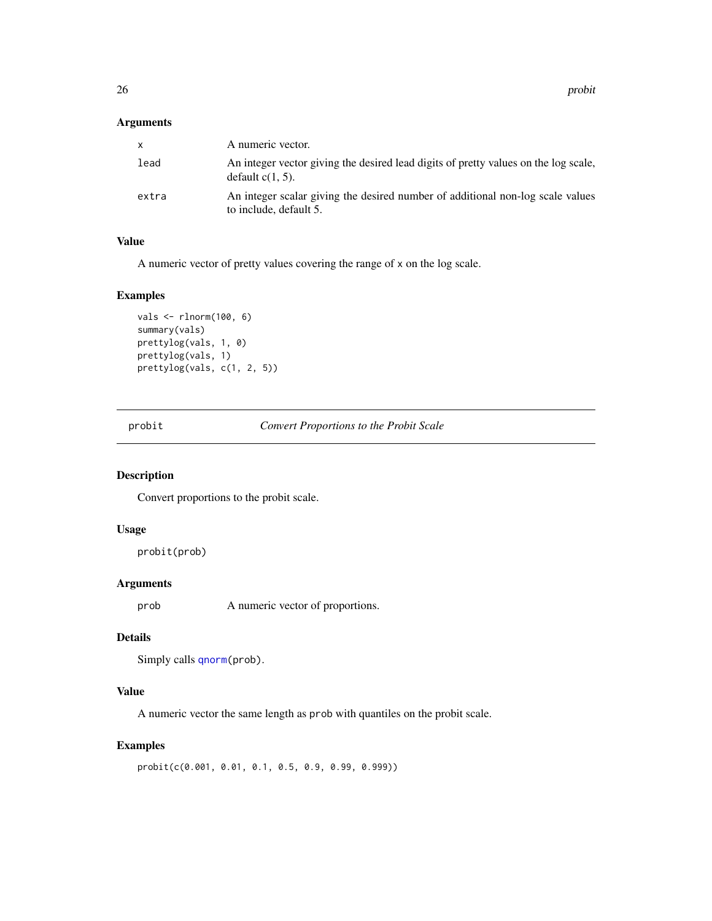### Arguments

| | |
|---|---|
| `x` | A numeric vector. |
| `lead` | An integer vector giving the desired lead digits of pretty values on the log scale, default c(1, 5). |
| `extra` | An integer scalar giving the desired number of additional non-log scale values to include, default 5. |

### Value

A numeric vector of pretty values covering the range of `x` on the log scale.

### Examples

```
vals <- rlnorm(100, 6)
summary(vals)
prettylog(vals, 1, 0)
prettylog(vals, 1)
prettylog(vals, c(1, 2, 5))
```

---

## probit — *Convert Proportions to the Probit Scale*

---

### Description

Convert proportions to the probit scale.

### Usage

```
probit(prob)
```

### Arguments

| | |
|---|---|
| `prob` | A numeric vector of proportions. |

### Details

Simply calls `qnorm(prob)`.

### Value

A numeric vector the same length as `prob` with quantiles on the probit scale.

### Examples

```
probit(c(0.001, 0.01, 0.1, 0.5, 0.9, 0.99, 0.999))
```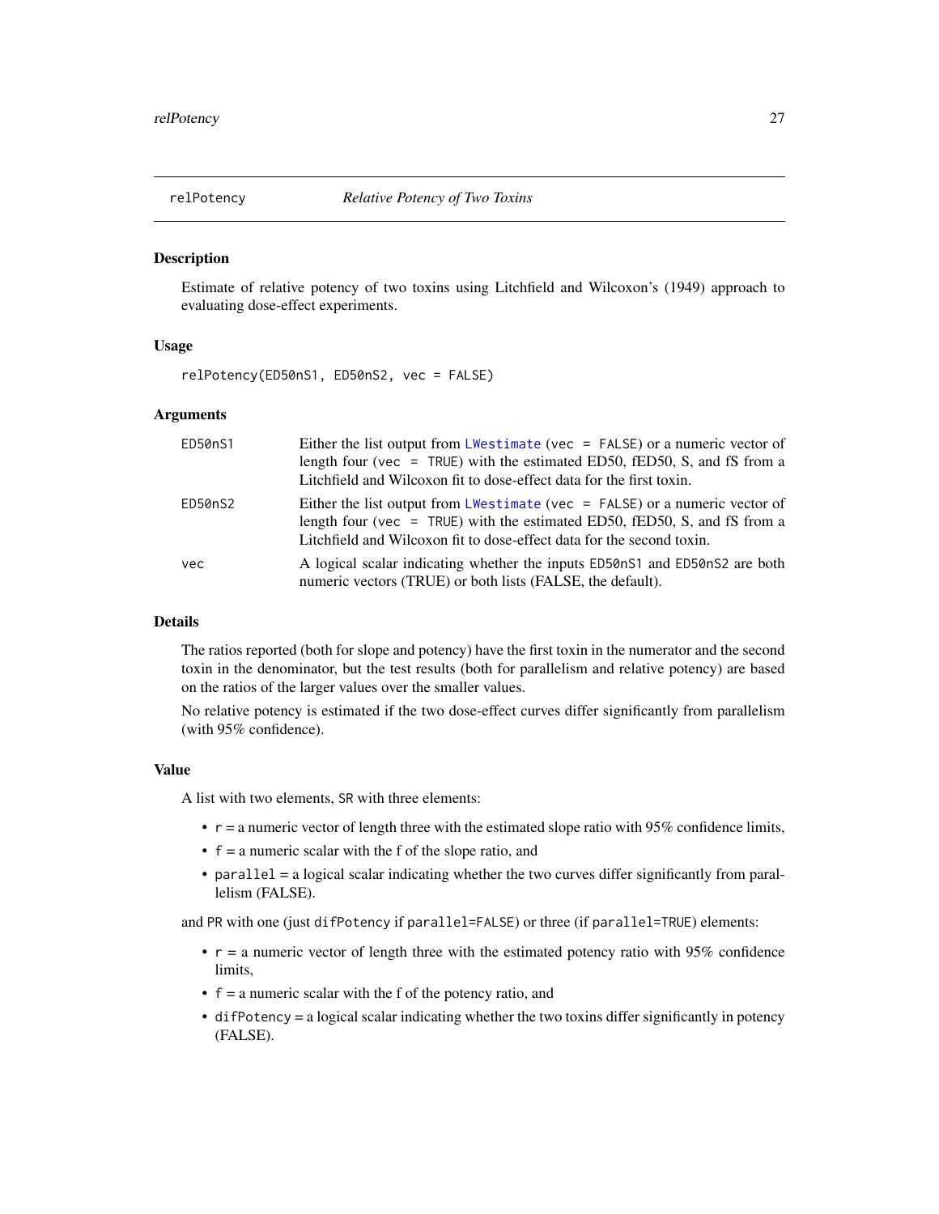## relPotency — *Relative Potency of Two Toxins*

### Description

Estimate of relative potency of two toxins using Litchfield and Wilcoxon's (1949) approach to evaluating dose-effect experiments.

### Usage

```
relPotency(ED50nS1, ED50nS2, vec = FALSE)
```

### Arguments

| | |
|---|---|
| `ED50nS1` | Either the list output from `LWestimate` (`vec = FALSE`) or a numeric vector of length four (`vec = TRUE`) with the estimated ED50, fED50, S, and fS from a Litchfield and Wilcoxon fit to dose-effect data for the first toxin. |
| `ED50nS2` | Either the list output from `LWestimate` (`vec = FALSE`) or a numeric vector of length four (`vec = TRUE`) with the estimated ED50, fED50, S, and fS from a Litchfield and Wilcoxon fit to dose-effect data for the second toxin. |
| `vec` | A logical scalar indicating whether the inputs `ED50nS1` and `ED50nS2` are both numeric vectors (TRUE) or both lists (FALSE, the default). |

### Details

The ratios reported (both for slope and potency) have the first toxin in the numerator and the second toxin in the denominator, but the test results (both for parallelism and relative potency) are based on the ratios of the larger values over the smaller values.

No relative potency is estimated if the two dose-effect curves differ significantly from parallelism (with 95% confidence).

### Value

A list with two elements, `SR` with three elements:

- `r` = a numeric vector of length three with the estimated slope ratio with 95% confidence limits,
- `f` = a numeric scalar with the f of the slope ratio, and
- `parallel` = a logical scalar indicating whether the two curves differ significantly from parallelism (FALSE).

and `PR` with one (just `difPotency` if `parallel=FALSE`) or three (if `parallel=TRUE`) elements:

- `r` = a numeric vector of length three with the estimated potency ratio with 95% confidence limits,
- `f` = a numeric scalar with the f of the potency ratio, and
- `difPotency` = a logical scalar indicating whether the two toxins differ significantly in potency (FALSE).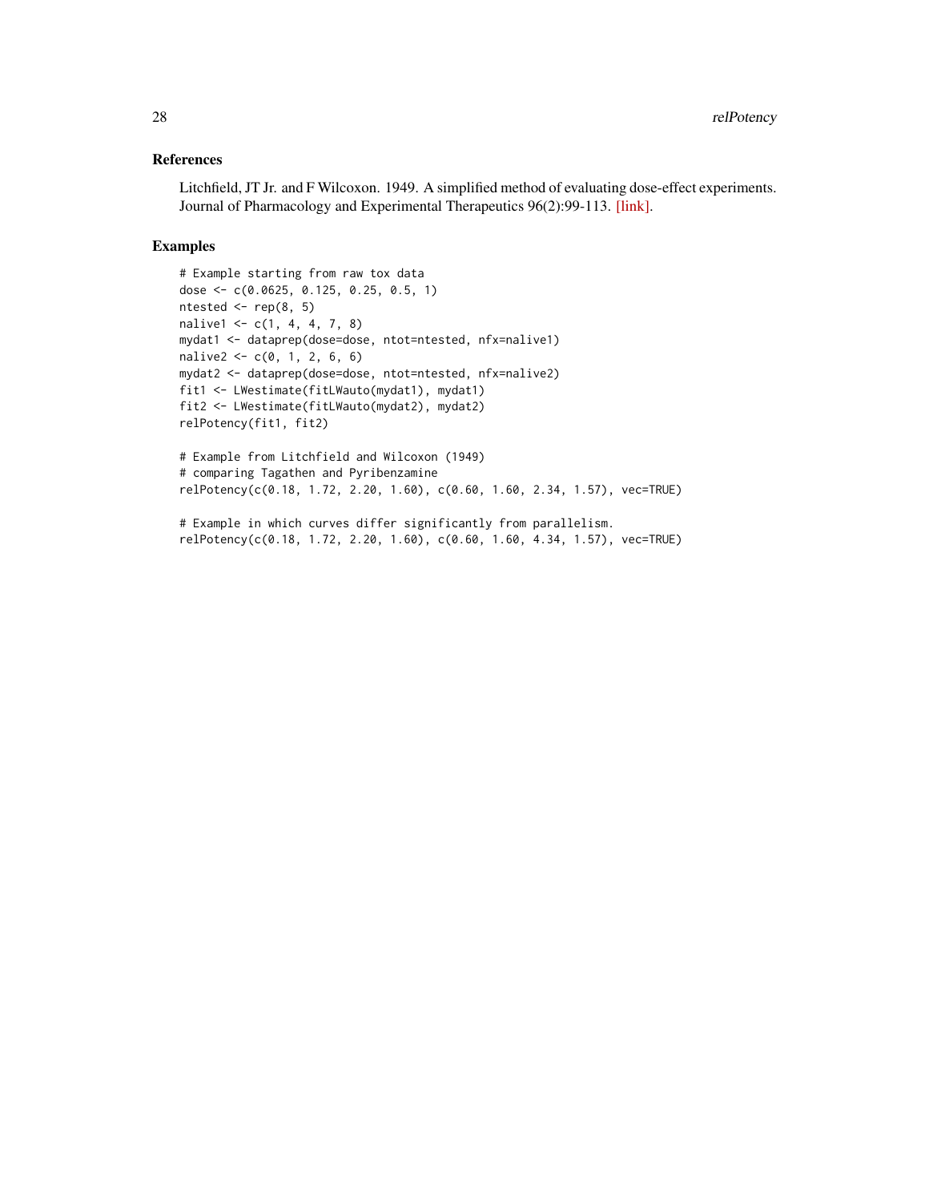## References

Litchfield, JT Jr. and F Wilcoxon. 1949. A simplified method of evaluating dose-effect experiments. Journal of Pharmacology and Experimental Therapeutics 96(2):99-113. [link].

## Examples

```
# Example starting from raw tox data
dose <- c(0.0625, 0.125, 0.25, 0.5, 1)
ntested <- rep(8, 5)
nalive1 <- c(1, 4, 4, 7, 8)
mydat1 <- dataprep(dose=dose, ntot=ntested, nfx=nalive1)
nalive2 <- c(0, 1, 2, 6, 6)
mydat2 <- dataprep(dose=dose, ntot=ntested, nfx=nalive2)
fit1 <- LWestimate(fitLWauto(mydat1), mydat1)
fit2 <- LWestimate(fitLWauto(mydat2), mydat2)
relPotency(fit1, fit2)

# Example from Litchfield and Wilcoxon (1949)
# comparing Tagathen and Pyribenzamine
relPotency(c(0.18, 1.72, 2.20, 1.60), c(0.60, 1.60, 2.34, 1.57), vec=TRUE)

# Example in which curves differ significantly from parallelism.
relPotency(c(0.18, 1.72, 2.20, 1.60), c(0.60, 1.60, 4.34, 1.57), vec=TRUE)
```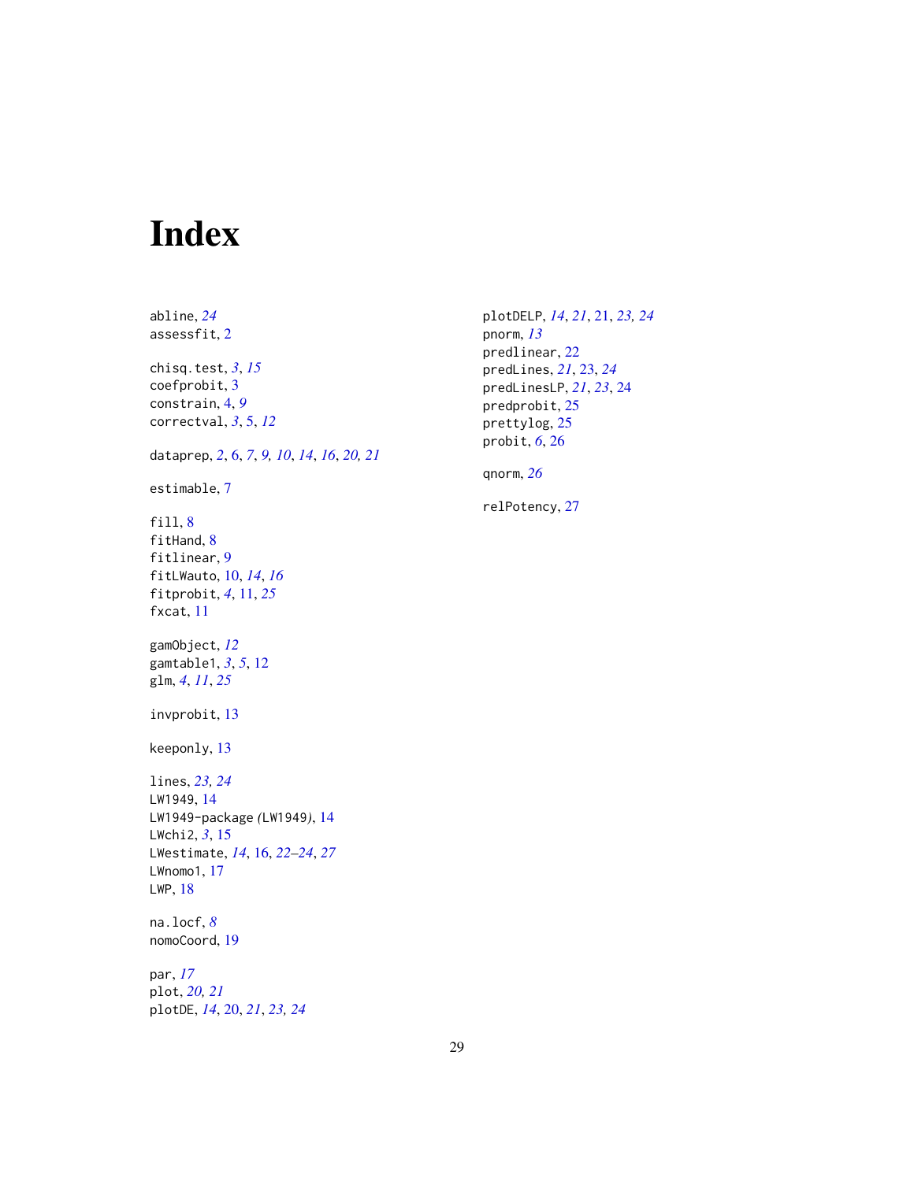# Index

abline, *24*
assessfit, 2

chisq.test, *3*, *15*
coefprobit, 3
constrain, 4, *9*
correctval, *3*, 5, *12*

dataprep, *2*, 6, *7*, *9, 10*, *14*, *16*, *20, 21*

estimable, 7

fill, 8
fitHand, 8
fitlinear, 9
fitLWauto, 10, *14*, *16*
fitprobit, *4*, 11, *25*
fxcat, 11

gamObject, *12*
gamtable1, *3*, *5*, 12
glm, *4*, *11*, *25*

invprobit, 13

keeponly, 13

lines, *23, 24*
LW1949, 14
LW1949-package *(*LW1949*)*, 14
LWchi2, *3*, 15
LWestimate, *14*, 16, *22–24*, *27*
LWnomo1, 17
LWP, 18

na.locf, *8*
nomoCoord, 19

par, *17*
plot, *20, 21*
plotDE, *14*, 20, *21*, *23, 24*
plotDELP, *14*, *21*, 21, *23, 24*
pnorm, *13*
predlinear, 22
predLines, *21*, 23, *24*
predLinesLP, *21*, *23*, 24
predprobit, 25
prettylog, 25
probit, *6*, 26

qnorm, *26*

relPotency, 27